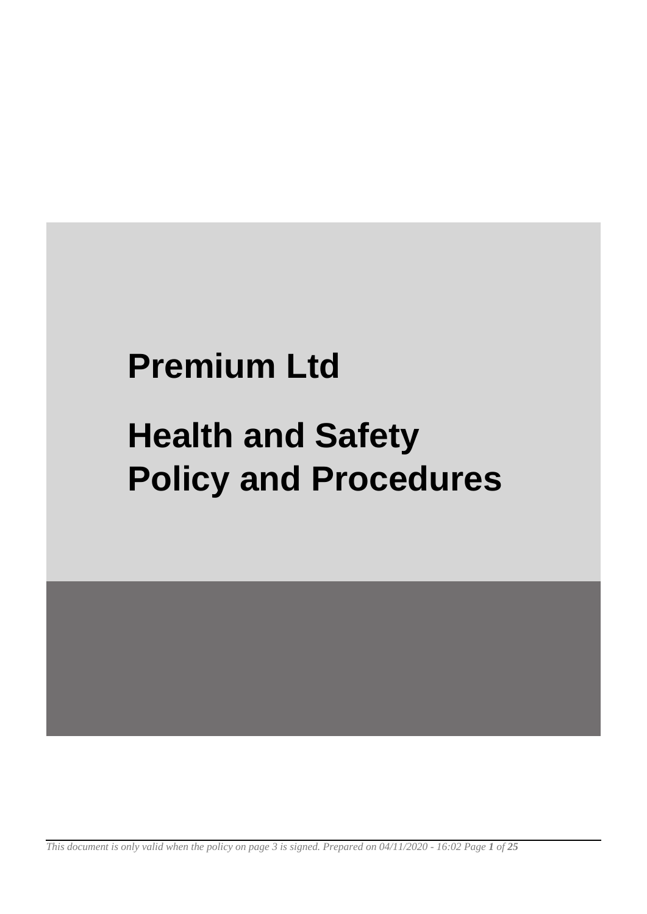# Premium Ltd

# Health and Safety Policy and Procedures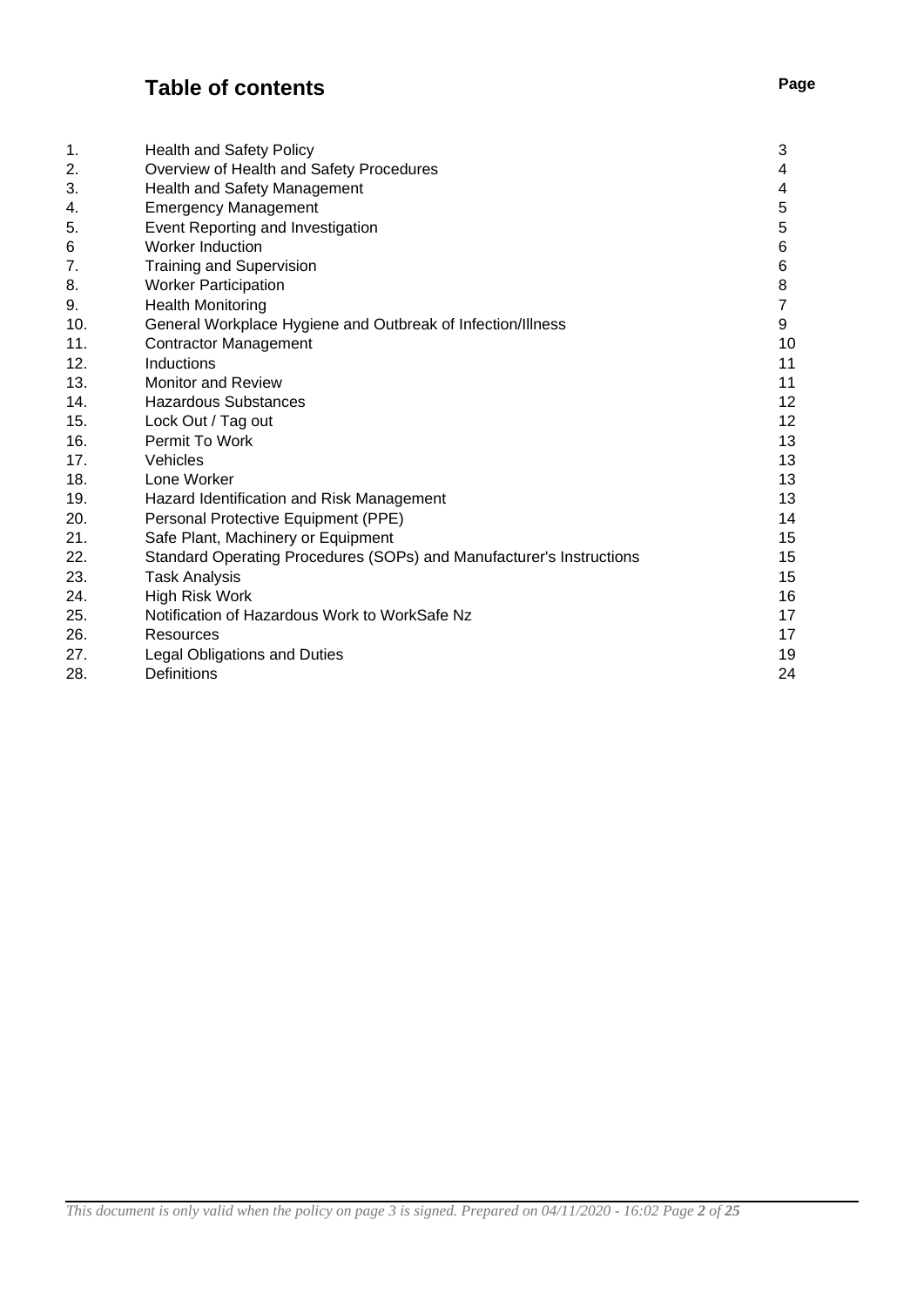# Table of contents

| | | Page |
|---|---|---|
| 1. | Health and Safety Policy | 3 |
| 2. | Overview of Health and Safety Procedures | 4 |
| 3. | Health and Safety Management | 4 |
| 4. | Emergency Management | 5 |
| 5. | Event Reporting and Investigation | 5 |
| 6 | Worker Induction | 6 |
| 7. | Training and Supervision | 6 |
| 8. | Worker Participation | 8 |
| 9. | Health Monitoring | 7 |
| 10. | General Workplace Hygiene and Outbreak of Infection/Illness | 9 |
| 11. | Contractor Management | 10 |
| 12. | Inductions | 11 |
| 13. | Monitor and Review | 11 |
| 14. | Hazardous Substances | 12 |
| 15. | Lock Out / Tag out | 12 |
| 16. | Permit To Work | 13 |
| 17. | Vehicles | 13 |
| 18. | Lone Worker | 13 |
| 19. | Hazard Identification and Risk Management | 13 |
| 20. | Personal Protective Equipment (PPE) | 14 |
| 21. | Safe Plant, Machinery or Equipment | 15 |
| 22. | Standard Operating Procedures (SOPs) and Manufacturer's Instructions | 15 |
| 23. | Task Analysis | 15 |
| 24. | High Risk Work | 16 |
| 25. | Notification of Hazardous Work to WorkSafe Nz | 17 |
| 26. | Resources | 17 |
| 27. | Legal Obligations and Duties | 19 |
| 28. | Definitions | 24 |

*This document is only valid when the policy on page 3 is signed. Prepared on 04/11/2020 - 16:02*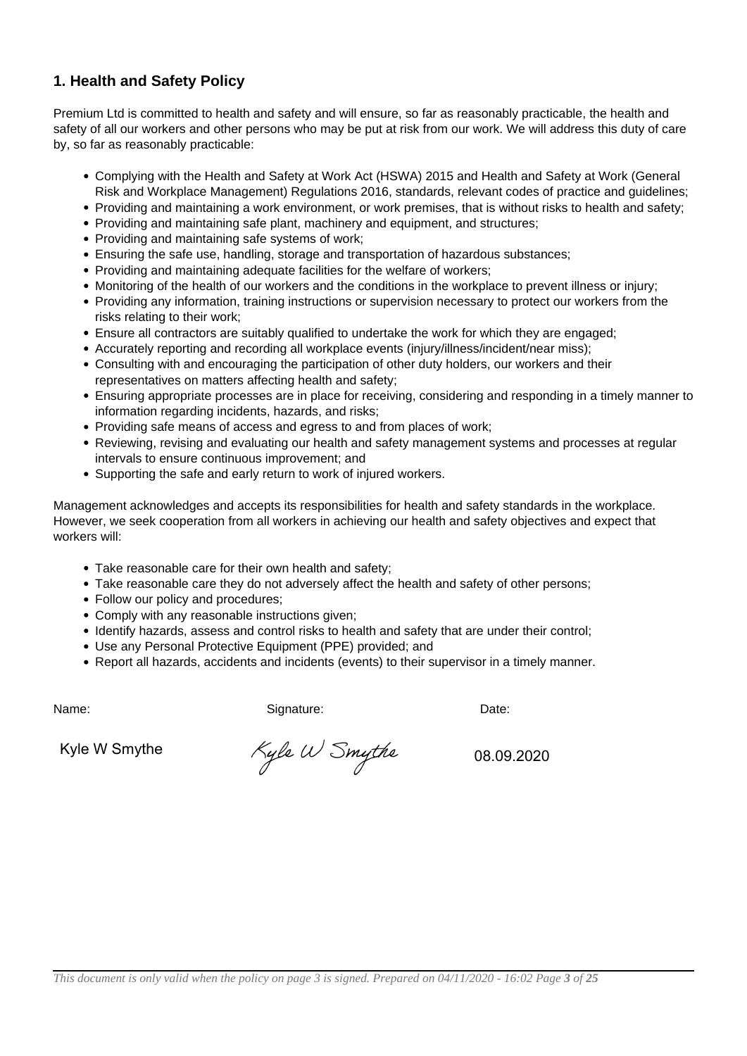## 1. Health and Safety Policy

Premium Ltd is committed to health and safety and will ensure, so far as reasonably practicable, the health and safety of all our workers and other persons who may be put at risk from our work. We will address this duty of care by, so far as reasonably practicable:

- Complying with the Health and Safety at Work Act (HSWA) 2015 and Health and Safety at Work (General Risk and Workplace Management) Regulations 2016, standards, relevant codes of practice and guidelines;
- Providing and maintaining a work environment, or work premises, that is without risks to health and safety;
- Providing and maintaining safe plant, machinery and equipment, and structures;
- Providing and maintaining safe systems of work;
- Ensuring the safe use, handling, storage and transportation of hazardous substances;
- Providing and maintaining adequate facilities for the welfare of workers;
- Monitoring of the health of our workers and the conditions in the workplace to prevent illness or injury;
- Providing any information, training instructions or supervision necessary to protect our workers from the risks relating to their work;
- Ensure all contractors are suitably qualified to undertake the work for which they are engaged;
- Accurately reporting and recording all workplace events (injury/illness/incident/near miss);
- Consulting with and encouraging the participation of other duty holders, our workers and their representatives on matters affecting health and safety;
- Ensuring appropriate processes are in place for receiving, considering and responding in a timely manner to information regarding incidents, hazards, and risks;
- Providing safe means of access and egress to and from places of work;
- Reviewing, revising and evaluating our health and safety management systems and processes at regular intervals to ensure continuous improvement; and
- Supporting the safe and early return to work of injured workers.

Management acknowledges and accepts its responsibilities for health and safety standards in the workplace. However, we seek cooperation from all workers in achieving our health and safety objectives and expect that workers will:

- Take reasonable care for their own health and safety;
- Take reasonable care they do not adversely affect the health and safety of other persons;
- Follow our policy and procedures;
- Comply with any reasonable instructions given;
- Identify hazards, assess and control risks to health and safety that are under their control;
- Use any Personal Protective Equipment (PPE) provided; and
- Report all hazards, accidents and incidents (events) to their supervisor in a timely manner.

| Name: | Signature: | Date: |
| --- | --- | --- |
| Kyle W Smythe | Kyle W Smythe | 08.09.2020 |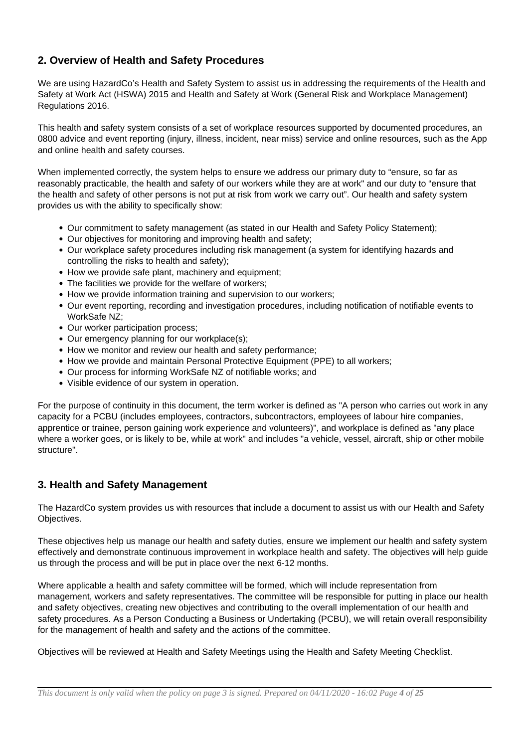## 2. Overview of Health and Safety Procedures

We are using HazardCo's Health and Safety System to assist us in addressing the requirements of the Health and Safety at Work Act (HSWA) 2015 and Health and Safety at Work (General Risk and Workplace Management) Regulations 2016.

This health and safety system consists of a set of workplace resources supported by documented procedures, an 0800 advice and event reporting (injury, illness, incident, near miss) service and online resources, such as the App and online health and safety courses.

When implemented correctly, the system helps to ensure we address our primary duty to "ensure, so far as reasonably practicable, the health and safety of our workers while they are at work" and our duty to "ensure that the health and safety of other persons is not put at risk from work we carry out". Our health and safety system provides us with the ability to specifically show:

- Our commitment to safety management (as stated in our Health and Safety Policy Statement);
- Our objectives for monitoring and improving health and safety;
- Our workplace safety procedures including risk management (a system for identifying hazards and controlling the risks to health and safety);
- How we provide safe plant, machinery and equipment;
- The facilities we provide for the welfare of workers;
- How we provide information training and supervision to our workers;
- Our event reporting, recording and investigation procedures, including notification of notifiable events to WorkSafe NZ;
- Our worker participation process;
- Our emergency planning for our workplace(s);
- How we monitor and review our health and safety performance;
- How we provide and maintain Personal Protective Equipment (PPE) to all workers;
- Our process for informing WorkSafe NZ of notifiable works; and
- Visible evidence of our system in operation.

For the purpose of continuity in this document, the term worker is defined as "A person who carries out work in any capacity for a PCBU (includes employees, contractors, subcontractors, employees of labour hire companies, apprentice or trainee, person gaining work experience and volunteers)", and workplace is defined as "any place where a worker goes, or is likely to be, while at work" and includes "a vehicle, vessel, aircraft, ship or other mobile structure".

## 3. Health and Safety Management

The HazardCo system provides us with resources that include a document to assist us with our Health and Safety Objectives.

These objectives help us manage our health and safety duties, ensure we implement our health and safety system effectively and demonstrate continuous improvement in workplace health and safety. The objectives will help guide us through the process and will be put in place over the next 6-12 months.

Where applicable a health and safety committee will be formed, which will include representation from management, workers and safety representatives. The committee will be responsible for putting in place our health and safety objectives, creating new objectives and contributing to the overall implementation of our health and safety procedures. As a Person Conducting a Business or Undertaking (PCBU), we will retain overall responsibility for the management of health and safety and the actions of the committee.

Objectives will be reviewed at Health and Safety Meetings using the Health and Safety Meeting Checklist.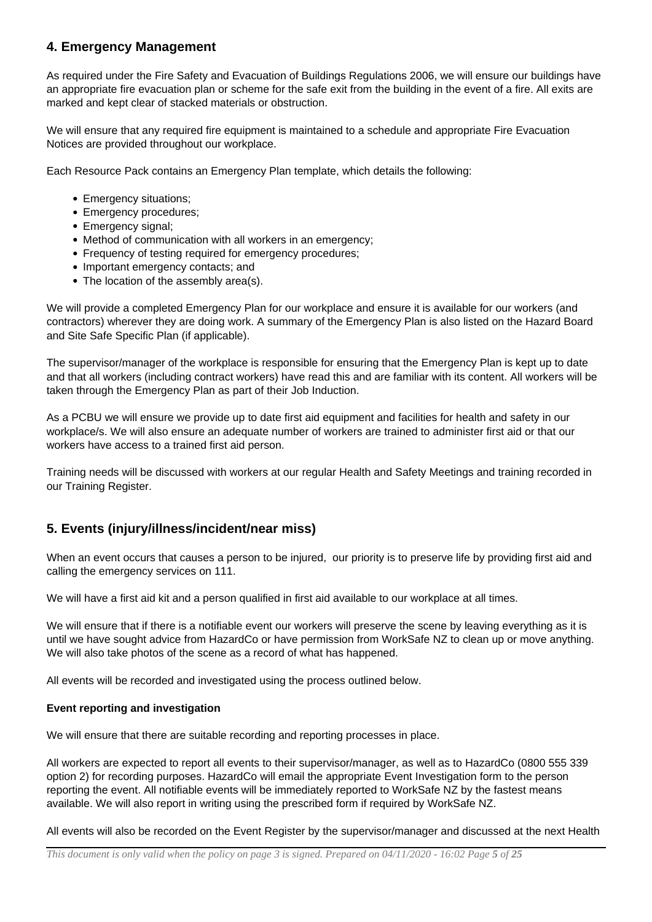## 4. Emergency Management

As required under the Fire Safety and Evacuation of Buildings Regulations 2006, we will ensure our buildings have an appropriate fire evacuation plan or scheme for the safe exit from the building in the event of a fire. All exits are marked and kept clear of stacked materials or obstruction.

We will ensure that any required fire equipment is maintained to a schedule and appropriate Fire Evacuation Notices are provided throughout our workplace.

Each Resource Pack contains an Emergency Plan template, which details the following:

- Emergency situations;
- Emergency procedures;
- Emergency signal;
- Method of communication with all workers in an emergency;
- Frequency of testing required for emergency procedures;
- Important emergency contacts; and
- The location of the assembly area(s).

We will provide a completed Emergency Plan for our workplace and ensure it is available for our workers (and contractors) wherever they are doing work. A summary of the Emergency Plan is also listed on the Hazard Board and Site Safe Specific Plan (if applicable).

The supervisor/manager of the workplace is responsible for ensuring that the Emergency Plan is kept up to date and that all workers (including contract workers) have read this and are familiar with its content. All workers will be taken through the Emergency Plan as part of their Job Induction.

As a PCBU we will ensure we provide up to date first aid equipment and facilities for health and safety in our workplace/s. We will also ensure an adequate number of workers are trained to administer first aid or that our workers have access to a trained first aid person.

Training needs will be discussed with workers at our regular Health and Safety Meetings and training recorded in our Training Register.

## 5. Events (injury/illness/incident/near miss)

When an event occurs that causes a person to be injured, our priority is to preserve life by providing first aid and calling the emergency services on 111.

We will have a first aid kit and a person qualified in first aid available to our workplace at all times.

We will ensure that if there is a notifiable event our workers will preserve the scene by leaving everything as it is until we have sought advice from HazardCo or have permission from WorkSafe NZ to clean up or move anything. We will also take photos of the scene as a record of what has happened.

All events will be recorded and investigated using the process outlined below.

**Event reporting and investigation**

We will ensure that there are suitable recording and reporting processes in place.

All workers are expected to report all events to their supervisor/manager, as well as to HazardCo (0800 555 339 option 2) for recording purposes. HazardCo will email the appropriate Event Investigation form to the person reporting the event. All notifiable events will be immediately reported to WorkSafe NZ by the fastest means available. We will also report in writing using the prescribed form if required by WorkSafe NZ.

All events will also be recorded on the Event Register by the supervisor/manager and discussed at the next Health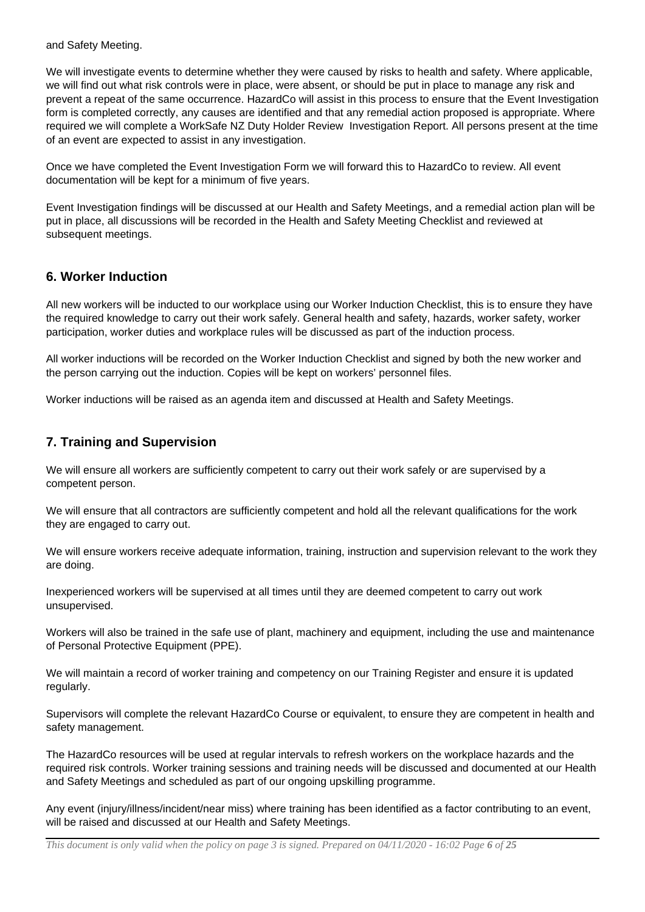and Safety Meeting.

We will investigate events to determine whether they were caused by risks to health and safety. Where applicable, we will find out what risk controls were in place, were absent, or should be put in place to manage any risk and prevent a repeat of the same occurrence. HazardCo will assist in this process to ensure that the Event Investigation form is completed correctly, any causes are identified and that any remedial action proposed is appropriate. Where required we will complete a WorkSafe NZ Duty Holder Review Investigation Report. All persons present at the time of an event are expected to assist in any investigation.

Once we have completed the Event Investigation Form we will forward this to HazardCo to review. All event documentation will be kept for a minimum of five years.

Event Investigation findings will be discussed at our Health and Safety Meetings, and a remedial action plan will be put in place, all discussions will be recorded in the Health and Safety Meeting Checklist and reviewed at subsequent meetings.

## 6. Worker Induction

All new workers will be inducted to our workplace using our Worker Induction Checklist, this is to ensure they have the required knowledge to carry out their work safely. General health and safety, hazards, worker safety, worker participation, worker duties and workplace rules will be discussed as part of the induction process.

All worker inductions will be recorded on the Worker Induction Checklist and signed by both the new worker and the person carrying out the induction. Copies will be kept on workers' personnel files.

Worker inductions will be raised as an agenda item and discussed at Health and Safety Meetings.

## 7. Training and Supervision

We will ensure all workers are sufficiently competent to carry out their work safely or are supervised by a competent person.

We will ensure that all contractors are sufficiently competent and hold all the relevant qualifications for the work they are engaged to carry out.

We will ensure workers receive adequate information, training, instruction and supervision relevant to the work they are doing.

Inexperienced workers will be supervised at all times until they are deemed competent to carry out work unsupervised.

Workers will also be trained in the safe use of plant, machinery and equipment, including the use and maintenance of Personal Protective Equipment (PPE).

We will maintain a record of worker training and competency on our Training Register and ensure it is updated regularly.

Supervisors will complete the relevant HazardCo Course or equivalent, to ensure they are competent in health and safety management.

The HazardCo resources will be used at regular intervals to refresh workers on the workplace hazards and the required risk controls. Worker training sessions and training needs will be discussed and documented at our Health and Safety Meetings and scheduled as part of our ongoing upskilling programme.

Any event (injury/illness/incident/near miss) where training has been identified as a factor contributing to an event, will be raised and discussed at our Health and Safety Meetings.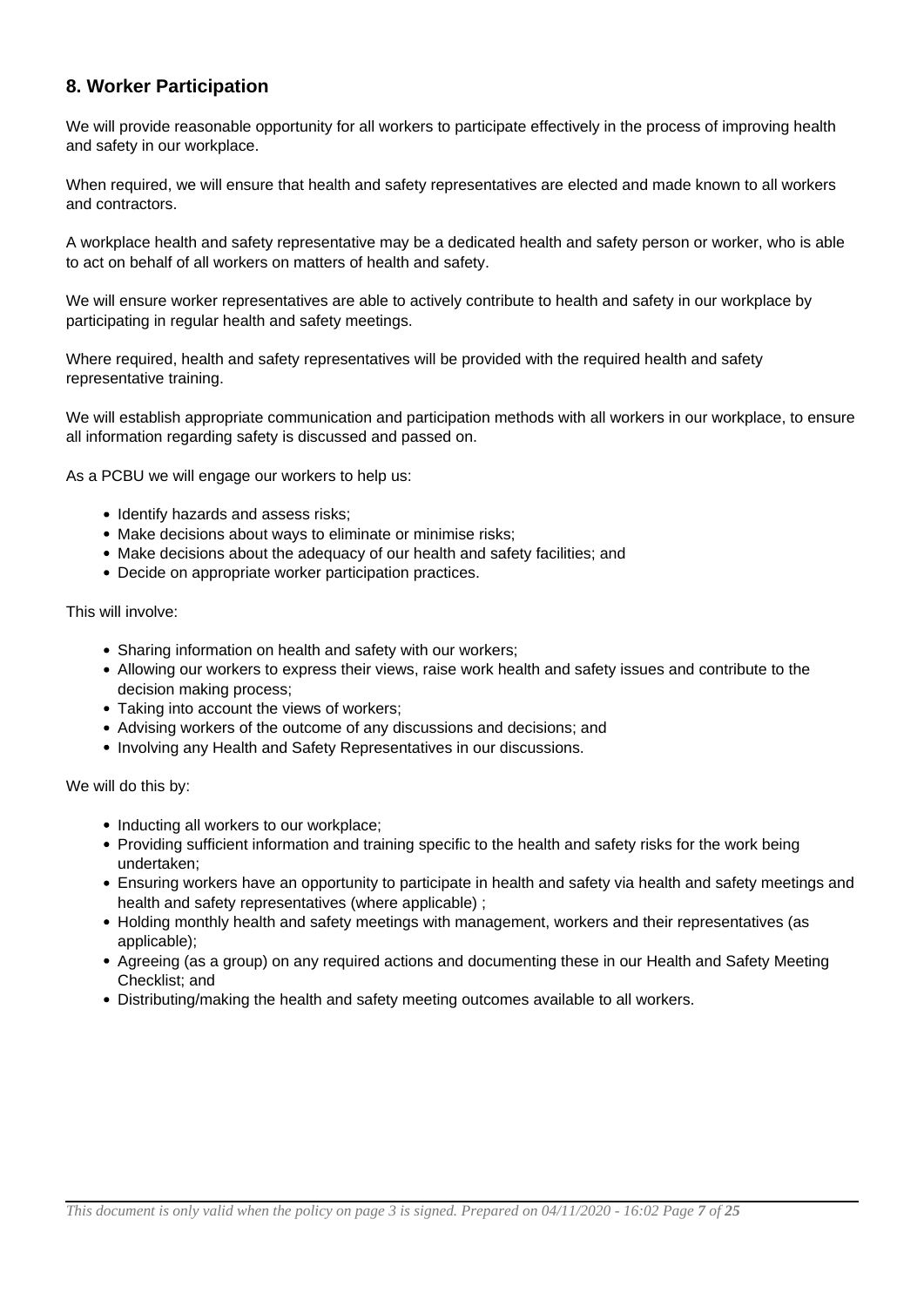## 8. Worker Participation

We will provide reasonable opportunity for all workers to participate effectively in the process of improving health and safety in our workplace.

When required, we will ensure that health and safety representatives are elected and made known to all workers and contractors.

A workplace health and safety representative may be a dedicated health and safety person or worker, who is able to act on behalf of all workers on matters of health and safety.

We will ensure worker representatives are able to actively contribute to health and safety in our workplace by participating in regular health and safety meetings.

Where required, health and safety representatives will be provided with the required health and safety representative training.

We will establish appropriate communication and participation methods with all workers in our workplace, to ensure all information regarding safety is discussed and passed on.

As a PCBU we will engage our workers to help us:

- Identify hazards and assess risks;
- Make decisions about ways to eliminate or minimise risks;
- Make decisions about the adequacy of our health and safety facilities; and
- Decide on appropriate worker participation practices.

This will involve:

- Sharing information on health and safety with our workers;
- Allowing our workers to express their views, raise work health and safety issues and contribute to the decision making process;
- Taking into account the views of workers;
- Advising workers of the outcome of any discussions and decisions; and
- Involving any Health and Safety Representatives in our discussions.

We will do this by:

- Inducting all workers to our workplace;
- Providing sufficient information and training specific to the health and safety risks for the work being undertaken;
- Ensuring workers have an opportunity to participate in health and safety via health and safety meetings and health and safety representatives (where applicable) ;
- Holding monthly health and safety meetings with management, workers and their representatives (as applicable);
- Agreeing (as a group) on any required actions and documenting these in our Health and Safety Meeting Checklist; and
- Distributing/making the health and safety meeting outcomes available to all workers.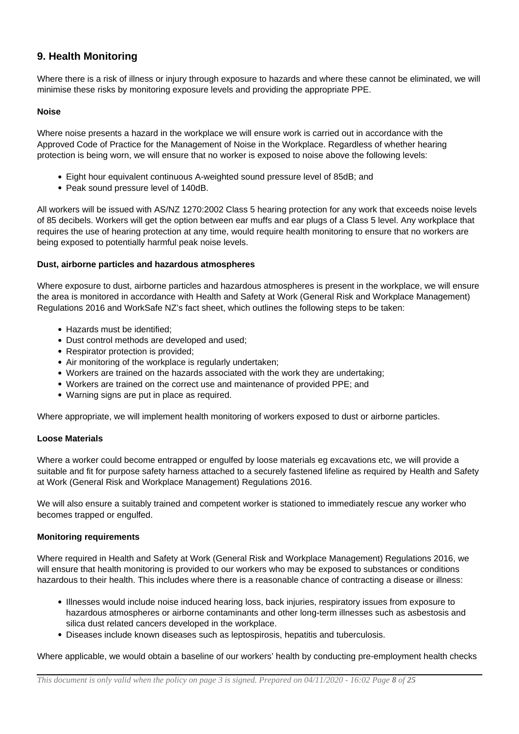## 9. Health Monitoring

Where there is a risk of illness or injury through exposure to hazards and where these cannot be eliminated, we will minimise these risks by monitoring exposure levels and providing the appropriate PPE.

**Noise**

Where noise presents a hazard in the workplace we will ensure work is carried out in accordance with the Approved Code of Practice for the Management of Noise in the Workplace. Regardless of whether hearing protection is being worn, we will ensure that no worker is exposed to noise above the following levels:

- Eight hour equivalent continuous A-weighted sound pressure level of 85dB; and
- Peak sound pressure level of 140dB.

All workers will be issued with AS/NZ 1270:2002 Class 5 hearing protection for any work that exceeds noise levels of 85 decibels. Workers will get the option between ear muffs and ear plugs of a Class 5 level. Any workplace that requires the use of hearing protection at any time, would require health monitoring to ensure that no workers are being exposed to potentially harmful peak noise levels.

**Dust, airborne particles and hazardous atmospheres**

Where exposure to dust, airborne particles and hazardous atmospheres is present in the workplace, we will ensure the area is monitored in accordance with Health and Safety at Work (General Risk and Workplace Management) Regulations 2016 and WorkSafe NZ's fact sheet, which outlines the following steps to be taken:

- Hazards must be identified;
- Dust control methods are developed and used;
- Respirator protection is provided;
- Air monitoring of the workplace is regularly undertaken;
- Workers are trained on the hazards associated with the work they are undertaking;
- Workers are trained on the correct use and maintenance of provided PPE; and
- Warning signs are put in place as required.

Where appropriate, we will implement health monitoring of workers exposed to dust or airborne particles.

**Loose Materials**

Where a worker could become entrapped or engulfed by loose materials eg excavations etc, we will provide a suitable and fit for purpose safety harness attached to a securely fastened lifeline as required by Health and Safety at Work (General Risk and Workplace Management) Regulations 2016.

We will also ensure a suitably trained and competent worker is stationed to immediately rescue any worker who becomes trapped or engulfed.

**Monitoring requirements**

Where required in Health and Safety at Work (General Risk and Workplace Management) Regulations 2016, we will ensure that health monitoring is provided to our workers who may be exposed to substances or conditions hazardous to their health. This includes where there is a reasonable chance of contracting a disease or illness:

- Illnesses would include noise induced hearing loss, back injuries, respiratory issues from exposure to hazardous atmospheres or airborne contaminants and other long-term illnesses such as asbestosis and silica dust related cancers developed in the workplace.
- Diseases include known diseases such as leptospirosis, hepatitis and tuberculosis.

Where applicable, we would obtain a baseline of our workers' health by conducting pre-employment health checks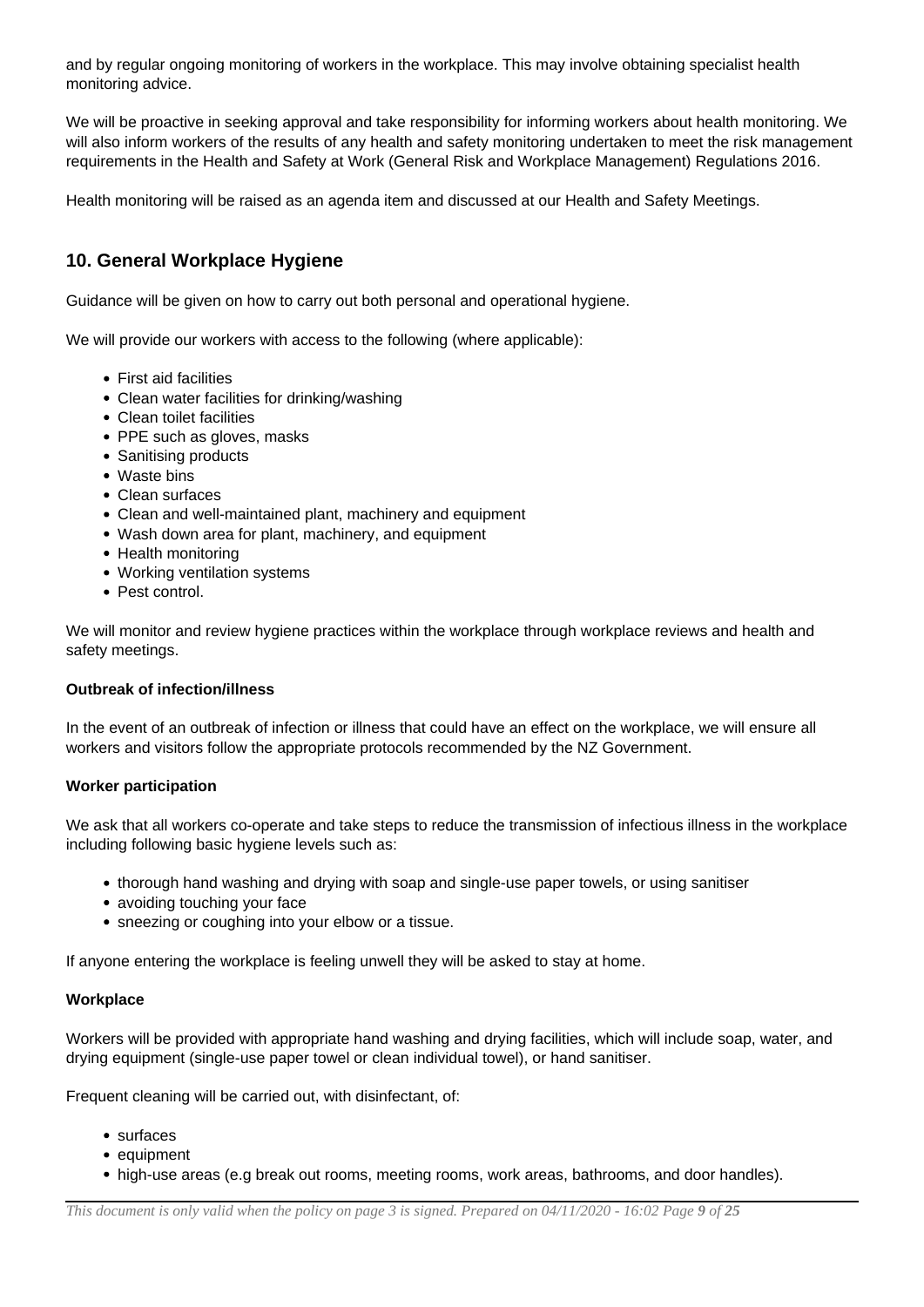and by regular ongoing monitoring of workers in the workplace. This may involve obtaining specialist health monitoring advice.

We will be proactive in seeking approval and take responsibility for informing workers about health monitoring. We will also inform workers of the results of any health and safety monitoring undertaken to meet the risk management requirements in the Health and Safety at Work (General Risk and Workplace Management) Regulations 2016.

Health monitoring will be raised as an agenda item and discussed at our Health and Safety Meetings.

## 10. General Workplace Hygiene

Guidance will be given on how to carry out both personal and operational hygiene.

We will provide our workers with access to the following (where applicable):

- First aid facilities
- Clean water facilities for drinking/washing
- Clean toilet facilities
- PPE such as gloves, masks
- Sanitising products
- Waste bins
- Clean surfaces
- Clean and well-maintained plant, machinery and equipment
- Wash down area for plant, machinery, and equipment
- Health monitoring
- Working ventilation systems
- Pest control.

We will monitor and review hygiene practices within the workplace through workplace reviews and health and safety meetings.

**Outbreak of infection/illness**

In the event of an outbreak of infection or illness that could have an effect on the workplace, we will ensure all workers and visitors follow the appropriate protocols recommended by the NZ Government.

**Worker participation**

We ask that all workers co-operate and take steps to reduce the transmission of infectious illness in the workplace including following basic hygiene levels such as:

- thorough hand washing and drying with soap and single-use paper towels, or using sanitiser
- avoiding touching your face
- sneezing or coughing into your elbow or a tissue.

If anyone entering the workplace is feeling unwell they will be asked to stay at home.

**Workplace**

Workers will be provided with appropriate hand washing and drying facilities, which will include soap, water, and drying equipment (single-use paper towel or clean individual towel), or hand sanitiser.

Frequent cleaning will be carried out, with disinfectant, of:

- surfaces
- equipment
- high-use areas (e.g break out rooms, meeting rooms, work areas, bathrooms, and door handles).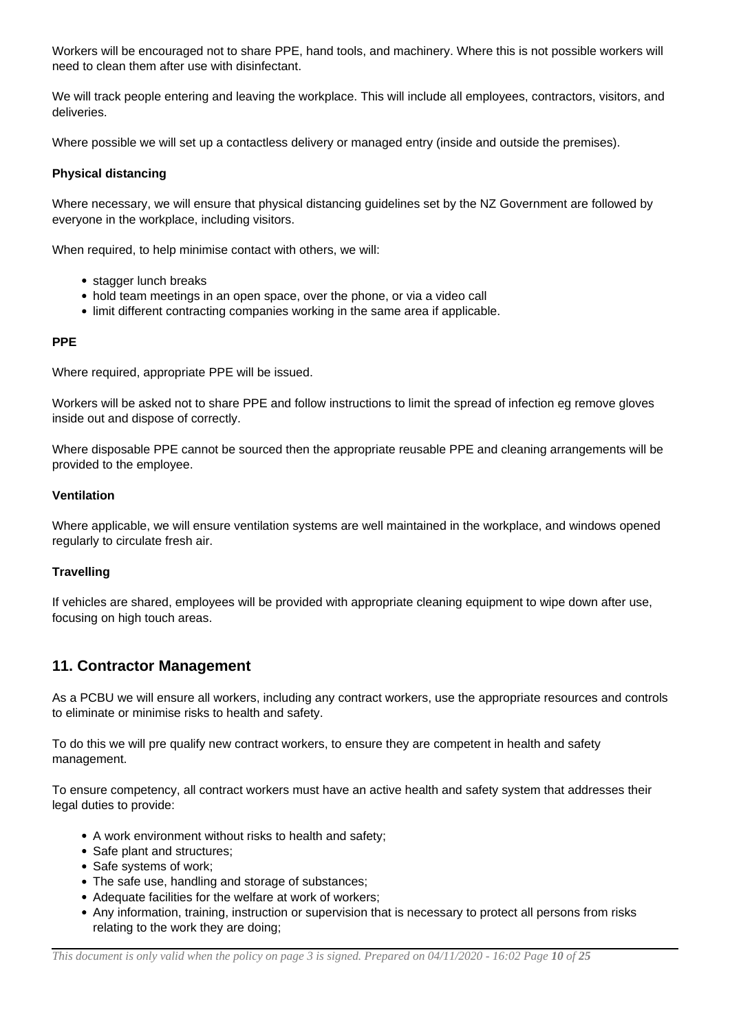Workers will be encouraged not to share PPE, hand tools, and machinery. Where this is not possible workers will need to clean them after use with disinfectant.

We will track people entering and leaving the workplace. This will include all employees, contractors, visitors, and deliveries.

Where possible we will set up a contactless delivery or managed entry (inside and outside the premises).

**Physical distancing**

Where necessary, we will ensure that physical distancing guidelines set by the NZ Government are followed by everyone in the workplace, including visitors.

When required, to help minimise contact with others, we will:

- stagger lunch breaks
- hold team meetings in an open space, over the phone, or via a video call
- limit different contracting companies working in the same area if applicable.

**PPE**

Where required, appropriate PPE will be issued.

Workers will be asked not to share PPE and follow instructions to limit the spread of infection eg remove gloves inside out and dispose of correctly.

Where disposable PPE cannot be sourced then the appropriate reusable PPE and cleaning arrangements will be provided to the employee.

**Ventilation**

Where applicable, we will ensure ventilation systems are well maintained in the workplace, and windows opened regularly to circulate fresh air.

**Travelling**

If vehicles are shared, employees will be provided with appropriate cleaning equipment to wipe down after use, focusing on high touch areas.

## 11. Contractor Management

As a PCBU we will ensure all workers, including any contract workers, use the appropriate resources and controls to eliminate or minimise risks to health and safety.

To do this we will pre qualify new contract workers, to ensure they are competent in health and safety management.

To ensure competency, all contract workers must have an active health and safety system that addresses their legal duties to provide:

- A work environment without risks to health and safety;
- Safe plant and structures;
- Safe systems of work;
- The safe use, handling and storage of substances;
- Adequate facilities for the welfare at work of workers;
- Any information, training, instruction or supervision that is necessary to protect all persons from risks relating to the work they are doing;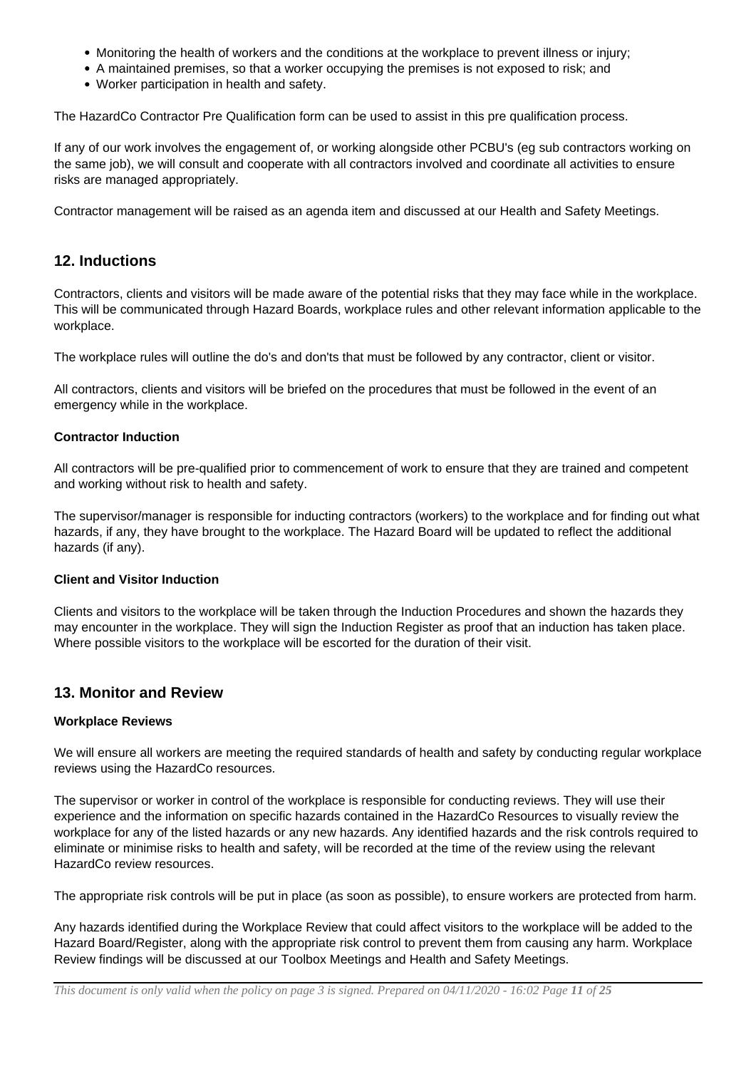- Monitoring the health of workers and the conditions at the workplace to prevent illness or injury;
- A maintained premises, so that a worker occupying the premises is not exposed to risk; and
- Worker participation in health and safety.

The HazardCo Contractor Pre Qualification form can be used to assist in this pre qualification process.

If any of our work involves the engagement of, or working alongside other PCBU's (eg sub contractors working on the same job), we will consult and cooperate with all contractors involved and coordinate all activities to ensure risks are managed appropriately.

Contractor management will be raised as an agenda item and discussed at our Health and Safety Meetings.

## 12. Inductions

Contractors, clients and visitors will be made aware of the potential risks that they may face while in the workplace. This will be communicated through Hazard Boards, workplace rules and other relevant information applicable to the workplace.

The workplace rules will outline the do's and don'ts that must be followed by any contractor, client or visitor.

All contractors, clients and visitors will be briefed on the procedures that must be followed in the event of an emergency while in the workplace.

**Contractor Induction**

All contractors will be pre-qualified prior to commencement of work to ensure that they are trained and competent and working without risk to health and safety.

The supervisor/manager is responsible for inducting contractors (workers) to the workplace and for finding out what hazards, if any, they have brought to the workplace. The Hazard Board will be updated to reflect the additional hazards (if any).

**Client and Visitor Induction**

Clients and visitors to the workplace will be taken through the Induction Procedures and shown the hazards they may encounter in the workplace. They will sign the Induction Register as proof that an induction has taken place. Where possible visitors to the workplace will be escorted for the duration of their visit.

## 13. Monitor and Review

**Workplace Reviews**

We will ensure all workers are meeting the required standards of health and safety by conducting regular workplace reviews using the HazardCo resources.

The supervisor or worker in control of the workplace is responsible for conducting reviews. They will use their experience and the information on specific hazards contained in the HazardCo Resources to visually review the workplace for any of the listed hazards or any new hazards. Any identified hazards and the risk controls required to eliminate or minimise risks to health and safety, will be recorded at the time of the review using the relevant HazardCo review resources.

The appropriate risk controls will be put in place (as soon as possible), to ensure workers are protected from harm.

Any hazards identified during the Workplace Review that could affect visitors to the workplace will be added to the Hazard Board/Register, along with the appropriate risk control to prevent them from causing any harm. Workplace Review findings will be discussed at our Toolbox Meetings and Health and Safety Meetings.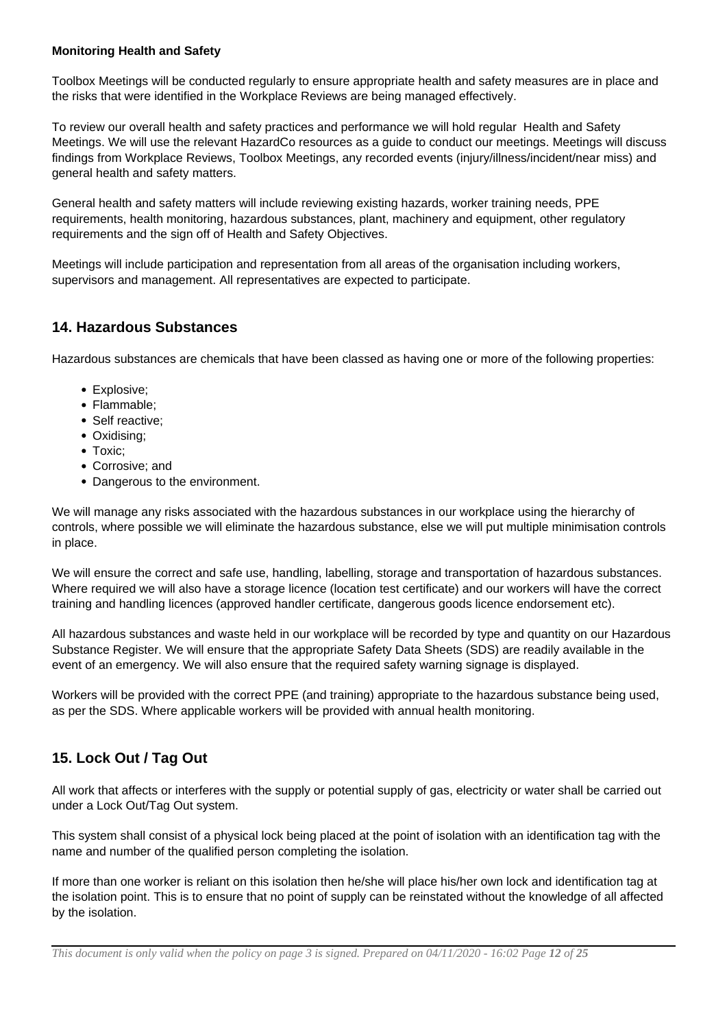**Monitoring Health and Safety**

Toolbox Meetings will be conducted regularly to ensure appropriate health and safety measures are in place and the risks that were identified in the Workplace Reviews are being managed effectively.

To review our overall health and safety practices and performance we will hold regular Health and Safety Meetings. We will use the relevant HazardCo resources as a guide to conduct our meetings. Meetings will discuss findings from Workplace Reviews, Toolbox Meetings, any recorded events (injury/illness/incident/near miss) and general health and safety matters.

General health and safety matters will include reviewing existing hazards, worker training needs, PPE requirements, health monitoring, hazardous substances, plant, machinery and equipment, other regulatory requirements and the sign off of Health and Safety Objectives.

Meetings will include participation and representation from all areas of the organisation including workers, supervisors and management. All representatives are expected to participate.

## 14. Hazardous Substances

Hazardous substances are chemicals that have been classed as having one or more of the following properties:

- Explosive;
- Flammable;
- Self reactive;
- Oxidising;
- Toxic;
- Corrosive; and
- Dangerous to the environment.

We will manage any risks associated with the hazardous substances in our workplace using the hierarchy of controls, where possible we will eliminate the hazardous substance, else we will put multiple minimisation controls in place.

We will ensure the correct and safe use, handling, labelling, storage and transportation of hazardous substances. Where required we will also have a storage licence (location test certificate) and our workers will have the correct training and handling licences (approved handler certificate, dangerous goods licence endorsement etc).

All hazardous substances and waste held in our workplace will be recorded by type and quantity on our Hazardous Substance Register. We will ensure that the appropriate Safety Data Sheets (SDS) are readily available in the event of an emergency. We will also ensure that the required safety warning signage is displayed.

Workers will be provided with the correct PPE (and training) appropriate to the hazardous substance being used, as per the SDS. Where applicable workers will be provided with annual health monitoring.

## 15. Lock Out / Tag Out

All work that affects or interferes with the supply or potential supply of gas, electricity or water shall be carried out under a Lock Out/Tag Out system.

This system shall consist of a physical lock being placed at the point of isolation with an identification tag with the name and number of the qualified person completing the isolation.

If more than one worker is reliant on this isolation then he/she will place his/her own lock and identification tag at the isolation point. This is to ensure that no point of supply can be reinstated without the knowledge of all affected by the isolation.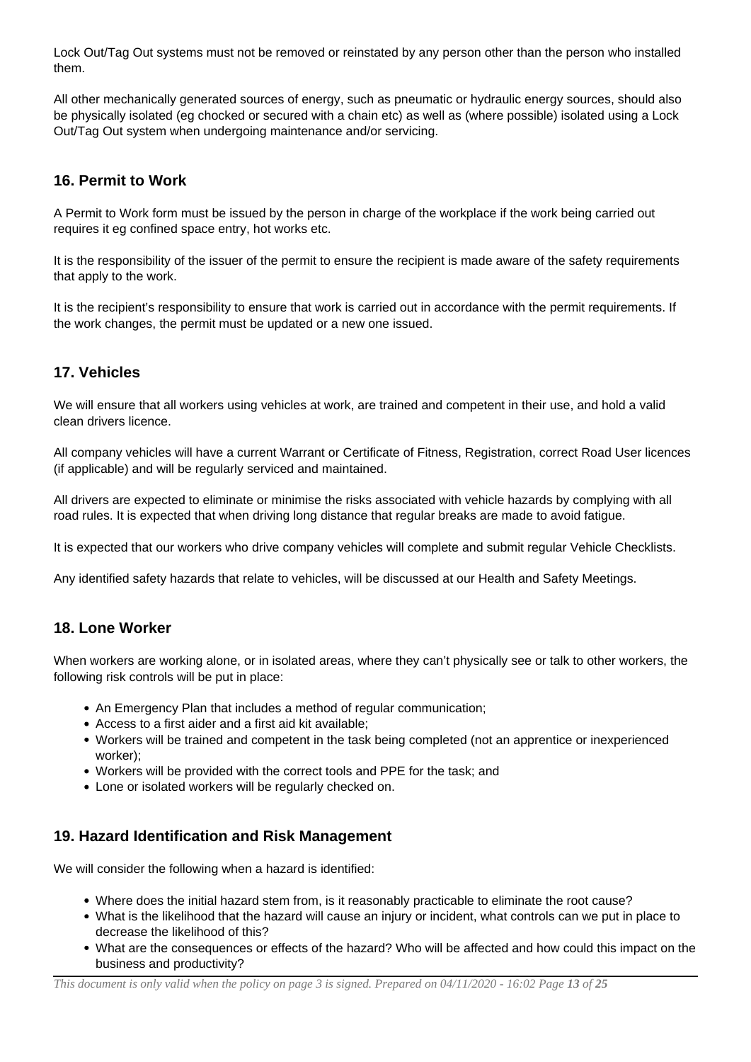Lock Out/Tag Out systems must not be removed or reinstated by any person other than the person who installed them.

All other mechanically generated sources of energy, such as pneumatic or hydraulic energy sources, should also be physically isolated (eg chocked or secured with a chain etc) as well as (where possible) isolated using a Lock Out/Tag Out system when undergoing maintenance and/or servicing.

## 16. Permit to Work

A Permit to Work form must be issued by the person in charge of the workplace if the work being carried out requires it eg confined space entry, hot works etc.

It is the responsibility of the issuer of the permit to ensure the recipient is made aware of the safety requirements that apply to the work.

It is the recipient's responsibility to ensure that work is carried out in accordance with the permit requirements. If the work changes, the permit must be updated or a new one issued.

## 17. Vehicles

We will ensure that all workers using vehicles at work, are trained and competent in their use, and hold a valid clean drivers licence.

All company vehicles will have a current Warrant or Certificate of Fitness, Registration, correct Road User licences (if applicable) and will be regularly serviced and maintained.

All drivers are expected to eliminate or minimise the risks associated with vehicle hazards by complying with all road rules. It is expected that when driving long distance that regular breaks are made to avoid fatigue.

It is expected that our workers who drive company vehicles will complete and submit regular Vehicle Checklists.

Any identified safety hazards that relate to vehicles, will be discussed at our Health and Safety Meetings.

## 18. Lone Worker

When workers are working alone, or in isolated areas, where they can't physically see or talk to other workers, the following risk controls will be put in place:

- An Emergency Plan that includes a method of regular communication;
- Access to a first aider and a first aid kit available;
- Workers will be trained and competent in the task being completed (not an apprentice or inexperienced worker);
- Workers will be provided with the correct tools and PPE for the task; and
- Lone or isolated workers will be regularly checked on.

## 19. Hazard Identification and Risk Management

We will consider the following when a hazard is identified:

- Where does the initial hazard stem from, is it reasonably practicable to eliminate the root cause?
- What is the likelihood that the hazard will cause an injury or incident, what controls can we put in place to decrease the likelihood of this?
- What are the consequences or effects of the hazard? Who will be affected and how could this impact on the business and productivity?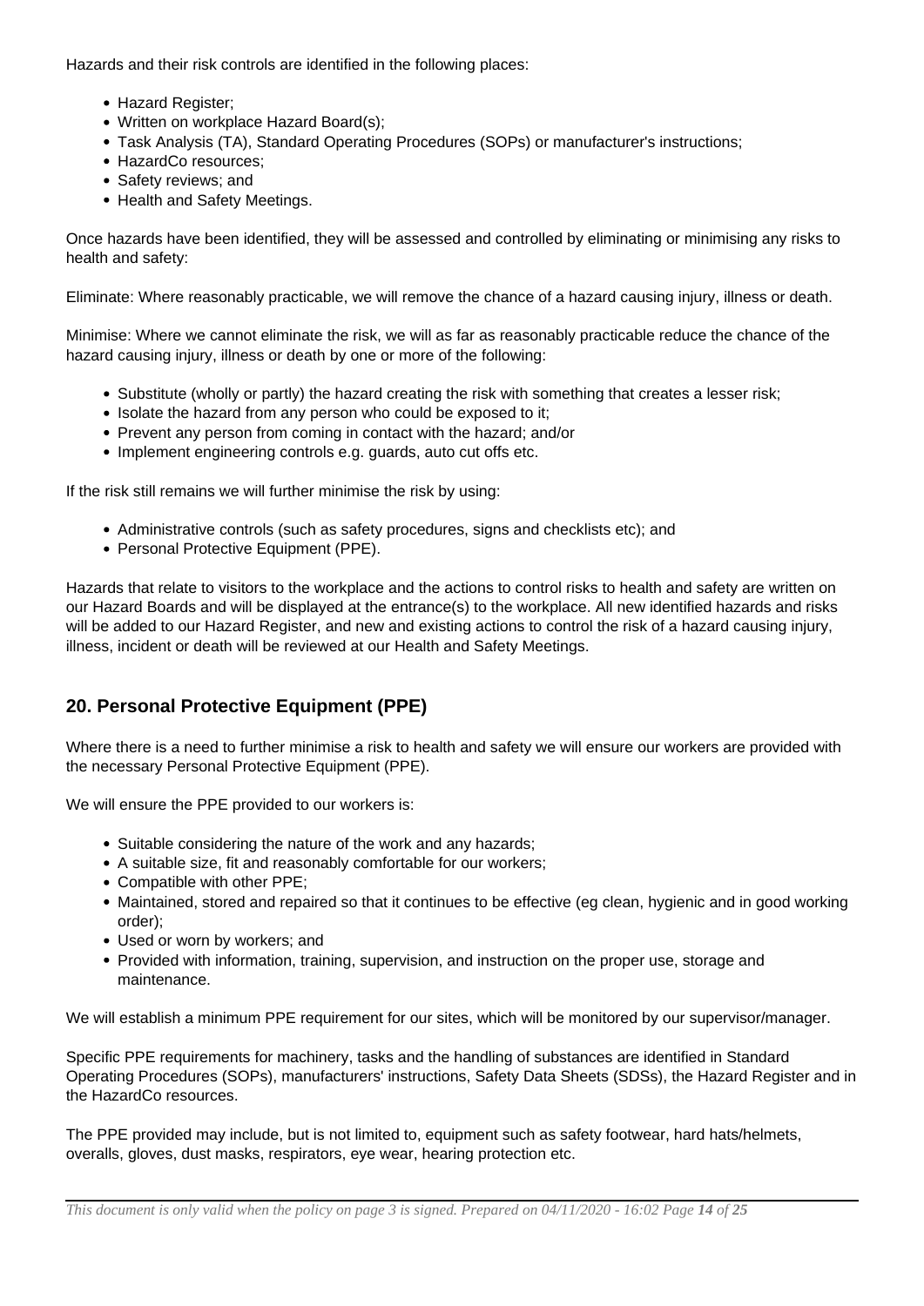Hazards and their risk controls are identified in the following places:

- Hazard Register;
- Written on workplace Hazard Board(s);
- Task Analysis (TA), Standard Operating Procedures (SOPs) or manufacturer's instructions;
- HazardCo resources;
- Safety reviews; and
- Health and Safety Meetings.

Once hazards have been identified, they will be assessed and controlled by eliminating or minimising any risks to health and safety:

Eliminate: Where reasonably practicable, we will remove the chance of a hazard causing injury, illness or death.

Minimise: Where we cannot eliminate the risk, we will as far as reasonably practicable reduce the chance of the hazard causing injury, illness or death by one or more of the following:

- Substitute (wholly or partly) the hazard creating the risk with something that creates a lesser risk;
- Isolate the hazard from any person who could be exposed to it;
- Prevent any person from coming in contact with the hazard; and/or
- Implement engineering controls e.g. guards, auto cut offs etc.

If the risk still remains we will further minimise the risk by using:

- Administrative controls (such as safety procedures, signs and checklists etc); and
- Personal Protective Equipment (PPE).

Hazards that relate to visitors to the workplace and the actions to control risks to health and safety are written on our Hazard Boards and will be displayed at the entrance(s) to the workplace. All new identified hazards and risks will be added to our Hazard Register, and new and existing actions to control the risk of a hazard causing injury, illness, incident or death will be reviewed at our Health and Safety Meetings.

## 20. Personal Protective Equipment (PPE)

Where there is a need to further minimise a risk to health and safety we will ensure our workers are provided with the necessary Personal Protective Equipment (PPE).

We will ensure the PPE provided to our workers is:

- Suitable considering the nature of the work and any hazards;
- A suitable size, fit and reasonably comfortable for our workers;
- Compatible with other PPE;
- Maintained, stored and repaired so that it continues to be effective (eg clean, hygienic and in good working order);
- Used or worn by workers; and
- Provided with information, training, supervision, and instruction on the proper use, storage and maintenance.

We will establish a minimum PPE requirement for our sites, which will be monitored by our supervisor/manager.

Specific PPE requirements for machinery, tasks and the handling of substances are identified in Standard Operating Procedures (SOPs), manufacturers' instructions, Safety Data Sheets (SDSs), the Hazard Register and in the HazardCo resources.

The PPE provided may include, but is not limited to, equipment such as safety footwear, hard hats/helmets, overalls, gloves, dust masks, respirators, eye wear, hearing protection etc.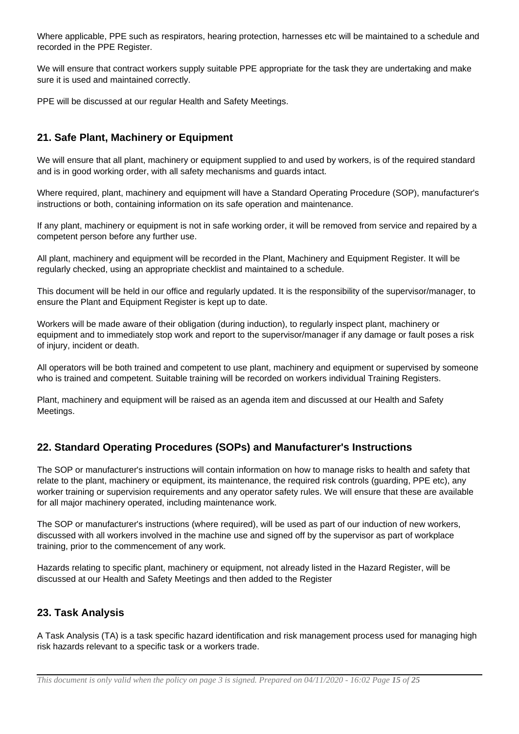Where applicable, PPE such as respirators, hearing protection, harnesses etc will be maintained to a schedule and recorded in the PPE Register.

We will ensure that contract workers supply suitable PPE appropriate for the task they are undertaking and make sure it is used and maintained correctly.

PPE will be discussed at our regular Health and Safety Meetings.

## 21. Safe Plant, Machinery or Equipment

We will ensure that all plant, machinery or equipment supplied to and used by workers, is of the required standard and is in good working order, with all safety mechanisms and guards intact.

Where required, plant, machinery and equipment will have a Standard Operating Procedure (SOP), manufacturer's instructions or both, containing information on its safe operation and maintenance.

If any plant, machinery or equipment is not in safe working order, it will be removed from service and repaired by a competent person before any further use.

All plant, machinery and equipment will be recorded in the Plant, Machinery and Equipment Register. It will be regularly checked, using an appropriate checklist and maintained to a schedule.

This document will be held in our office and regularly updated. It is the responsibility of the supervisor/manager, to ensure the Plant and Equipment Register is kept up to date.

Workers will be made aware of their obligation (during induction), to regularly inspect plant, machinery or equipment and to immediately stop work and report to the supervisor/manager if any damage or fault poses a risk of injury, incident or death.

All operators will be both trained and competent to use plant, machinery and equipment or supervised by someone who is trained and competent. Suitable training will be recorded on workers individual Training Registers.

Plant, machinery and equipment will be raised as an agenda item and discussed at our Health and Safety Meetings.

## 22. Standard Operating Procedures (SOPs) and Manufacturer's Instructions

The SOP or manufacturer's instructions will contain information on how to manage risks to health and safety that relate to the plant, machinery or equipment, its maintenance, the required risk controls (guarding, PPE etc), any worker training or supervision requirements and any operator safety rules. We will ensure that these are available for all major machinery operated, including maintenance work.

The SOP or manufacturer's instructions (where required), will be used as part of our induction of new workers, discussed with all workers involved in the machine use and signed off by the supervisor as part of workplace training, prior to the commencement of any work.

Hazards relating to specific plant, machinery or equipment, not already listed in the Hazard Register, will be discussed at our Health and Safety Meetings and then added to the Register

## 23. Task Analysis

A Task Analysis (TA) is a task specific hazard identification and risk management process used for managing high risk hazards relevant to a specific task or a workers trade.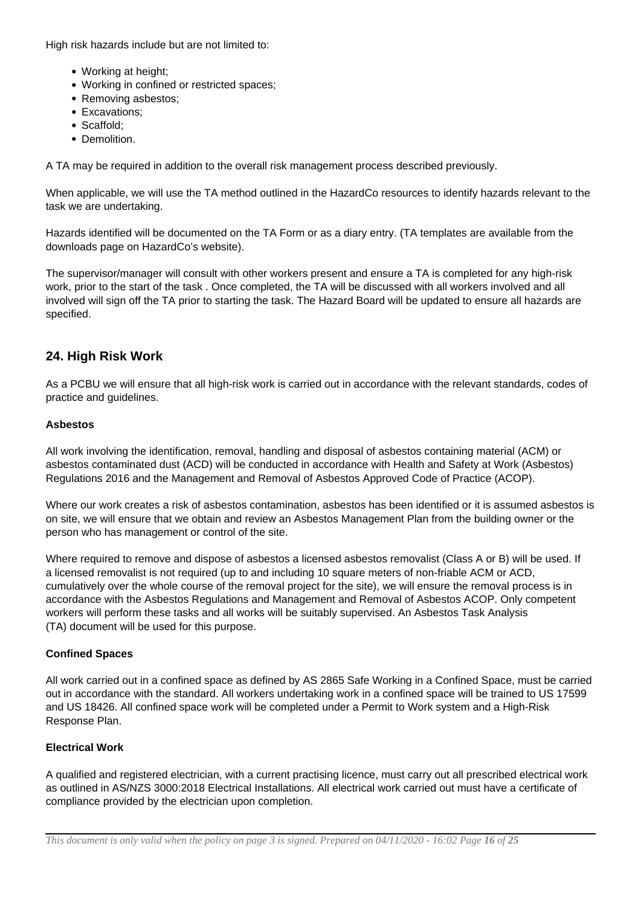High risk hazards include but are not limited to:

- Working at height;
- Working in confined or restricted spaces;
- Removing asbestos;
- Excavations;
- Scaffold;
- Demolition.

A TA may be required in addition to the overall risk management process described previously.

When applicable, we will use the TA method outlined in the HazardCo resources to identify hazards relevant to the task we are undertaking.

Hazards identified will be documented on the TA Form or as a diary entry. (TA templates are available from the downloads page on HazardCo's website).

The supervisor/manager will consult with other workers present and ensure a TA is completed for any high-risk work, prior to the start of the task . Once completed, the TA will be discussed with all workers involved and all involved will sign off the TA prior to starting the task. The Hazard Board will be updated to ensure all hazards are specified.

## 24. High Risk Work

As a PCBU we will ensure that all high-risk work is carried out in accordance with the relevant standards, codes of practice and guidelines.

**Asbestos**

All work involving the identification, removal, handling and disposal of asbestos containing material (ACM) or asbestos contaminated dust (ACD) will be conducted in accordance with Health and Safety at Work (Asbestos) Regulations 2016 and the Management and Removal of Asbestos Approved Code of Practice (ACOP).

Where our work creates a risk of asbestos contamination, asbestos has been identified or it is assumed asbestos is on site, we will ensure that we obtain and review an Asbestos Management Plan from the building owner or the person who has management or control of the site.

Where required to remove and dispose of asbestos a licensed asbestos removalist (Class A or B) will be used. If a licensed removalist is not required (up to and including 10 square meters of non-friable ACM or ACD, cumulatively over the whole course of the removal project for the site), we will ensure the removal process is in accordance with the Asbestos Regulations and Management and Removal of Asbestos ACOP. Only competent workers will perform these tasks and all works will be suitably supervised. An Asbestos Task Analysis (TA) document will be used for this purpose.

**Confined Spaces**

All work carried out in a confined space as defined by AS 2865 Safe Working in a Confined Space, must be carried out in accordance with the standard. All workers undertaking work in a confined space will be trained to US 17599 and US 18426. All confined space work will be completed under a Permit to Work system and a High-Risk Response Plan.

**Electrical Work**

A qualified and registered electrician, with a current practising licence, must carry out all prescribed electrical work as outlined in AS/NZS 3000:2018 Electrical Installations. All electrical work carried out must have a certificate of compliance provided by the electrician upon completion.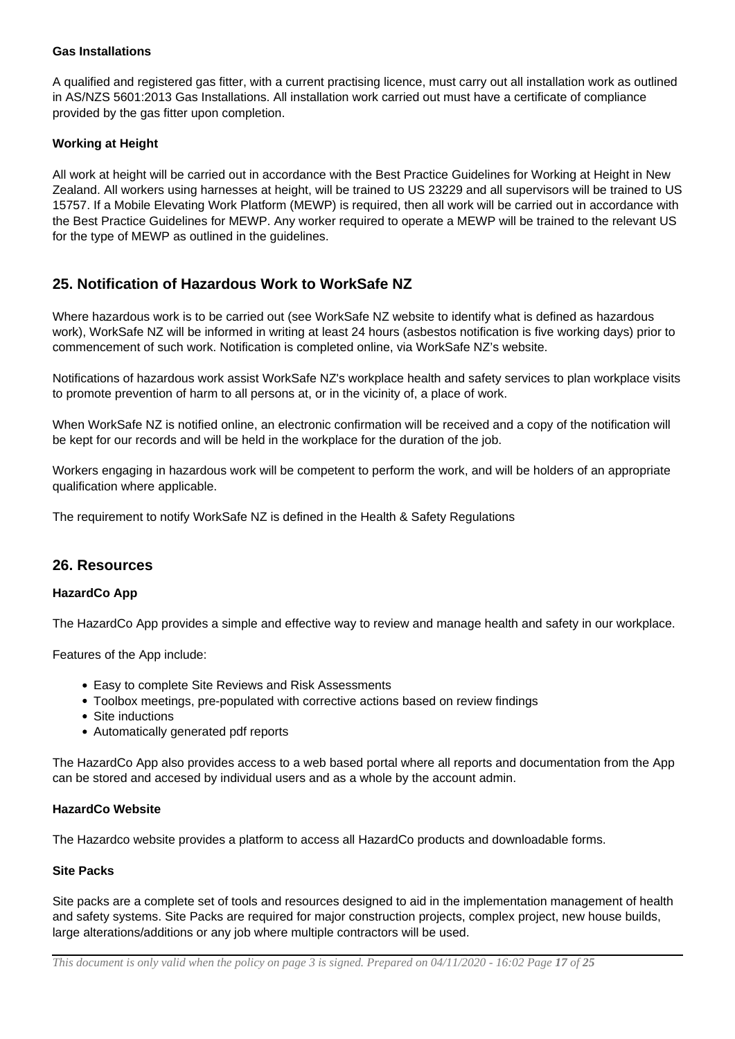**Gas Installations**

A qualified and registered gas fitter, with a current practising licence, must carry out all installation work as outlined in AS/NZS 5601:2013 Gas Installations. All installation work carried out must have a certificate of compliance provided by the gas fitter upon completion.

**Working at Height**

All work at height will be carried out in accordance with the Best Practice Guidelines for Working at Height in New Zealand. All workers using harnesses at height, will be trained to US 23229 and all supervisors will be trained to US 15757. If a Mobile Elevating Work Platform (MEWP) is required, then all work will be carried out in accordance with the Best Practice Guidelines for MEWP. Any worker required to operate a MEWP will be trained to the relevant US for the type of MEWP as outlined in the guidelines.

## 25. Notification of Hazardous Work to WorkSafe NZ

Where hazardous work is to be carried out (see WorkSafe NZ website to identify what is defined as hazardous work), WorkSafe NZ will be informed in writing at least 24 hours (asbestos notification is five working days) prior to commencement of such work. Notification is completed online, via WorkSafe NZ's website.

Notifications of hazardous work assist WorkSafe NZ's workplace health and safety services to plan workplace visits to promote prevention of harm to all persons at, or in the vicinity of, a place of work.

When WorkSafe NZ is notified online, an electronic confirmation will be received and a copy of the notification will be kept for our records and will be held in the workplace for the duration of the job.

Workers engaging in hazardous work will be competent to perform the work, and will be holders of an appropriate qualification where applicable.

The requirement to notify WorkSafe NZ is defined in the Health & Safety Regulations

## 26. Resources

**HazardCo App**

The HazardCo App provides a simple and effective way to review and manage health and safety in our workplace.

Features of the App include:

- Easy to complete Site Reviews and Risk Assessments
- Toolbox meetings, pre-populated with corrective actions based on review findings
- Site inductions
- Automatically generated pdf reports

The HazardCo App also provides access to a web based portal where all reports and documentation from the App can be stored and accesed by individual users and as a whole by the account admin.

**HazardCo Website**

The Hazardco website provides a platform to access all HazardCo products and downloadable forms.

**Site Packs**

Site packs are a complete set of tools and resources designed to aid in the implementation management of health and safety systems. Site Packs are required for major construction projects, complex project, new house builds, large alterations/additions or any job where multiple contractors will be used.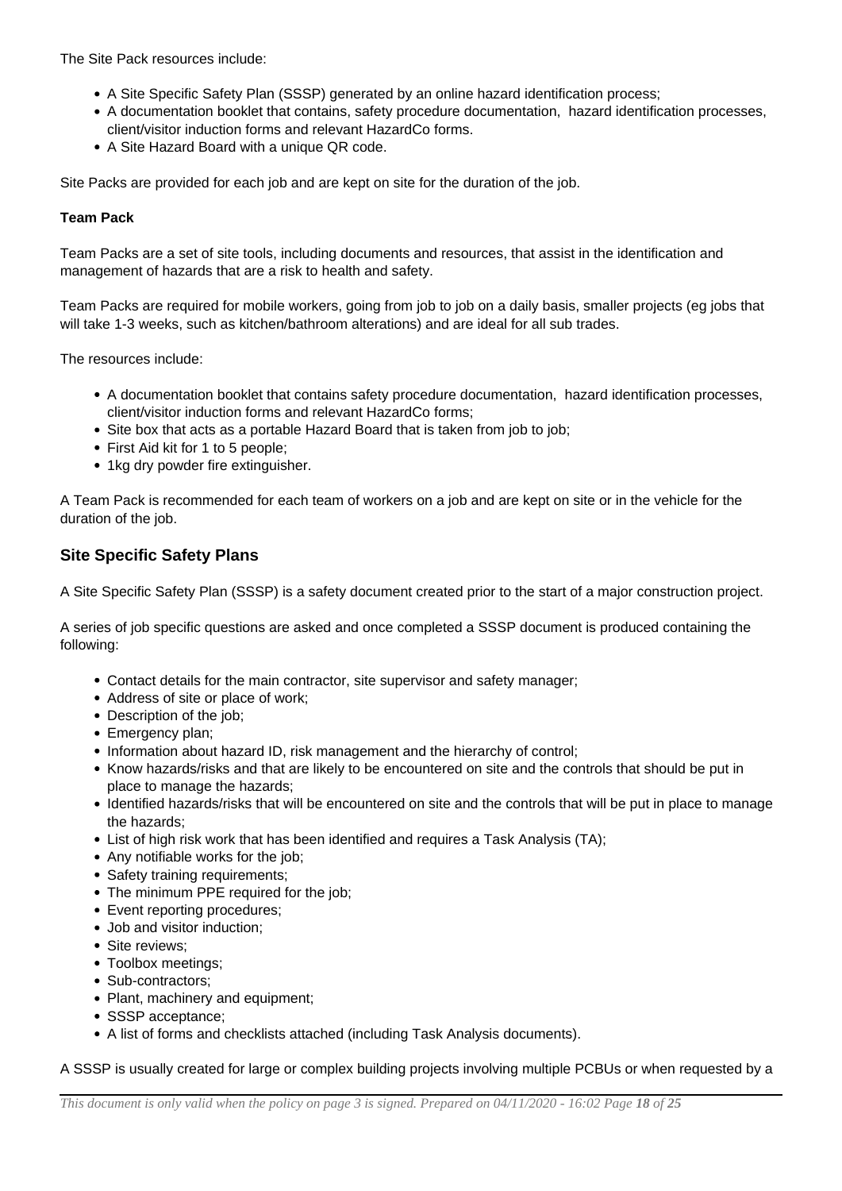The Site Pack resources include:

- A Site Specific Safety Plan (SSSP) generated by an online hazard identification process;
- A documentation booklet that contains, safety procedure documentation, hazard identification processes, client/visitor induction forms and relevant HazardCo forms.
- A Site Hazard Board with a unique QR code.

Site Packs are provided for each job and are kept on site for the duration of the job.

**Team Pack**

Team Packs are a set of site tools, including documents and resources, that assist in the identification and management of hazards that are a risk to health and safety.

Team Packs are required for mobile workers, going from job to job on a daily basis, smaller projects (eg jobs that will take 1-3 weeks, such as kitchen/bathroom alterations) and are ideal for all sub trades.

The resources include:

- A documentation booklet that contains safety procedure documentation, hazard identification processes, client/visitor induction forms and relevant HazardCo forms;
- Site box that acts as a portable Hazard Board that is taken from job to job;
- First Aid kit for 1 to 5 people;
- 1kg dry powder fire extinguisher.

A Team Pack is recommended for each team of workers on a job and are kept on site or in the vehicle for the duration of the job.

## Site Specific Safety Plans

A Site Specific Safety Plan (SSSP) is a safety document created prior to the start of a major construction project.

A series of job specific questions are asked and once completed a SSSP document is produced containing the following:

- Contact details for the main contractor, site supervisor and safety manager;
- Address of site or place of work;
- Description of the job;
- Emergency plan;
- Information about hazard ID, risk management and the hierarchy of control;
- Know hazards/risks and that are likely to be encountered on site and the controls that should be put in place to manage the hazards;
- Identified hazards/risks that will be encountered on site and the controls that will be put in place to manage the hazards;
- List of high risk work that has been identified and requires a Task Analysis (TA);
- Any notifiable works for the job;
- Safety training requirements;
- The minimum PPE required for the job;
- Event reporting procedures;
- Job and visitor induction;
- Site reviews;
- Toolbox meetings;
- Sub-contractors;
- Plant, machinery and equipment;
- SSSP acceptance;
- A list of forms and checklists attached (including Task Analysis documents).

A SSSP is usually created for large or complex building projects involving multiple PCBUs or when requested by a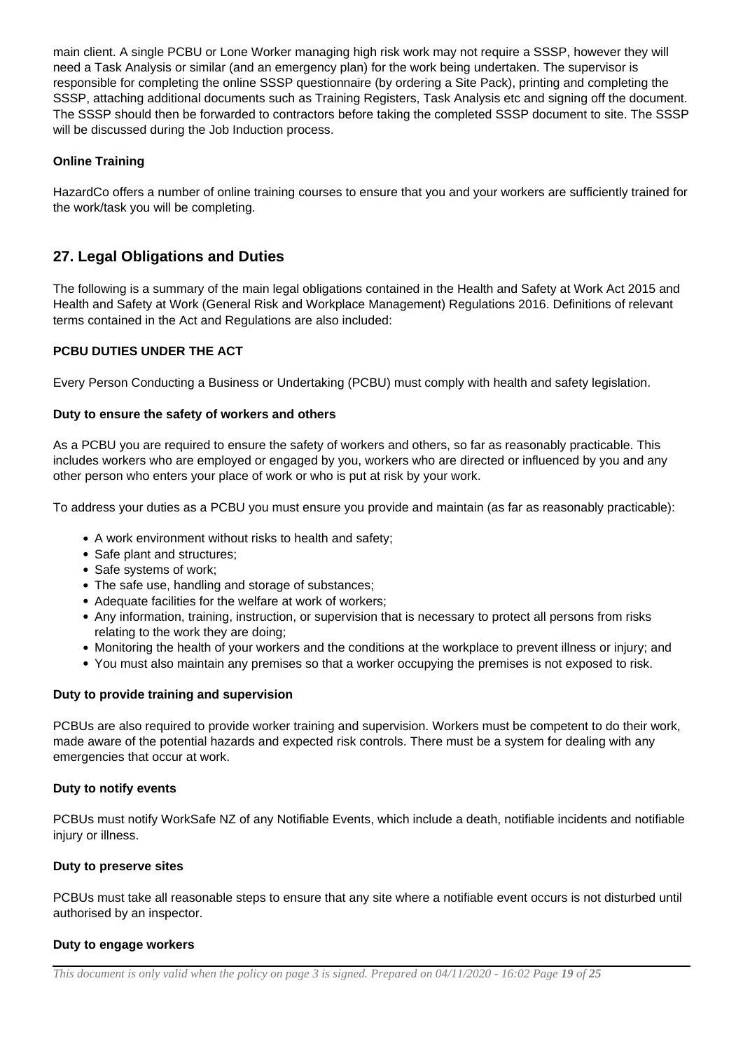main client. A single PCBU or Lone Worker managing high risk work may not require a SSSP, however they will need a Task Analysis or similar (and an emergency plan) for the work being undertaken. The supervisor is responsible for completing the online SSSP questionnaire (by ordering a Site Pack), printing and completing the SSSP, attaching additional documents such as Training Registers, Task Analysis etc and signing off the document. The SSSP should then be forwarded to contractors before taking the completed SSSP document to site. The SSSP will be discussed during the Job Induction process.

**Online Training**

HazardCo offers a number of online training courses to ensure that you and your workers are sufficiently trained for the work/task you will be completing.

## 27. Legal Obligations and Duties

The following is a summary of the main legal obligations contained in the Health and Safety at Work Act 2015 and Health and Safety at Work (General Risk and Workplace Management) Regulations 2016. Definitions of relevant terms contained in the Act and Regulations are also included:

**PCBU DUTIES UNDER THE ACT**

Every Person Conducting a Business or Undertaking (PCBU) must comply with health and safety legislation.

**Duty to ensure the safety of workers and others**

As a PCBU you are required to ensure the safety of workers and others, so far as reasonably practicable. This includes workers who are employed or engaged by you, workers who are directed or influenced by you and any other person who enters your place of work or who is put at risk by your work.

To address your duties as a PCBU you must ensure you provide and maintain (as far as reasonably practicable):

- A work environment without risks to health and safety;
- Safe plant and structures;
- Safe systems of work;
- The safe use, handling and storage of substances;
- Adequate facilities for the welfare at work of workers;
- Any information, training, instruction, or supervision that is necessary to protect all persons from risks relating to the work they are doing;
- Monitoring the health of your workers and the conditions at the workplace to prevent illness or injury; and
- You must also maintain any premises so that a worker occupying the premises is not exposed to risk.

**Duty to provide training and supervision**

PCBUs are also required to provide worker training and supervision. Workers must be competent to do their work, made aware of the potential hazards and expected risk controls. There must be a system for dealing with any emergencies that occur at work.

**Duty to notify events**

PCBUs must notify WorkSafe NZ of any Notifiable Events, which include a death, notifiable incidents and notifiable injury or illness.

**Duty to preserve sites**

PCBUs must take all reasonable steps to ensure that any site where a notifiable event occurs is not disturbed until authorised by an inspector.

**Duty to engage workers**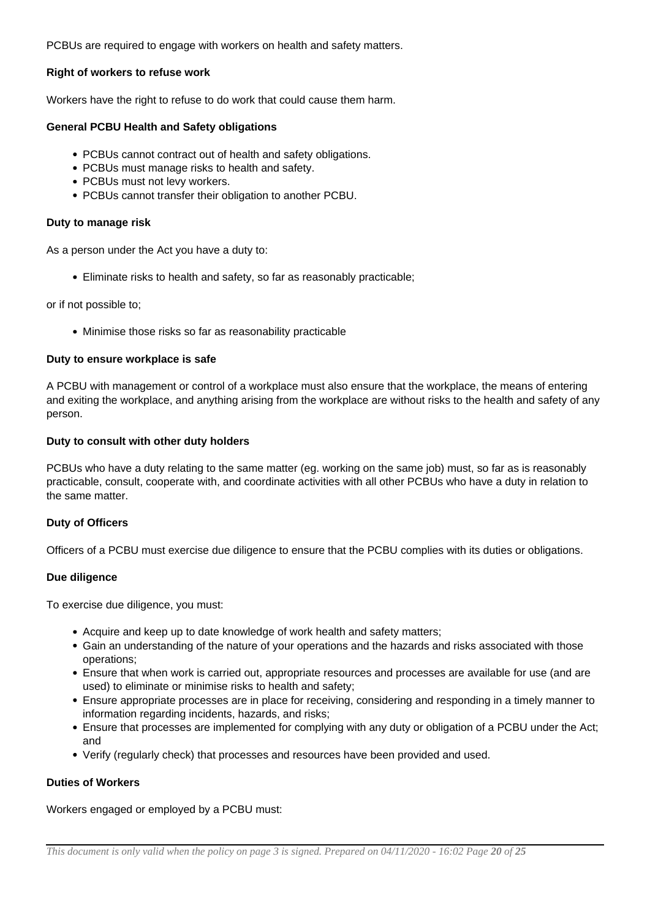PCBUs are required to engage with workers on health and safety matters.

**Right of workers to refuse work**

Workers have the right to refuse to do work that could cause them harm.

**General PCBU Health and Safety obligations**

- PCBUs cannot contract out of health and safety obligations.
- PCBUs must manage risks to health and safety.
- PCBUs must not levy workers.
- PCBUs cannot transfer their obligation to another PCBU.

**Duty to manage risk**

As a person under the Act you have a duty to:

- Eliminate risks to health and safety, so far as reasonably practicable;

or if not possible to;

- Minimise those risks so far as reasonability practicable

**Duty to ensure workplace is safe**

A PCBU with management or control of a workplace must also ensure that the workplace, the means of entering and exiting the workplace, and anything arising from the workplace are without risks to the health and safety of any person.

**Duty to consult with other duty holders**

PCBUs who have a duty relating to the same matter (eg. working on the same job) must, so far as is reasonably practicable, consult, cooperate with, and coordinate activities with all other PCBUs who have a duty in relation to the same matter.

**Duty of Officers**

Officers of a PCBU must exercise due diligence to ensure that the PCBU complies with its duties or obligations.

**Due diligence**

To exercise due diligence, you must:

- Acquire and keep up to date knowledge of work health and safety matters;
- Gain an understanding of the nature of your operations and the hazards and risks associated with those operations;
- Ensure that when work is carried out, appropriate resources and processes are available for use (and are used) to eliminate or minimise risks to health and safety;
- Ensure appropriate processes are in place for receiving, considering and responding in a timely manner to information regarding incidents, hazards, and risks;
- Ensure that processes are implemented for complying with any duty or obligation of a PCBU under the Act; and
- Verify (regularly check) that processes and resources have been provided and used.

**Duties of Workers**

Workers engaged or employed by a PCBU must: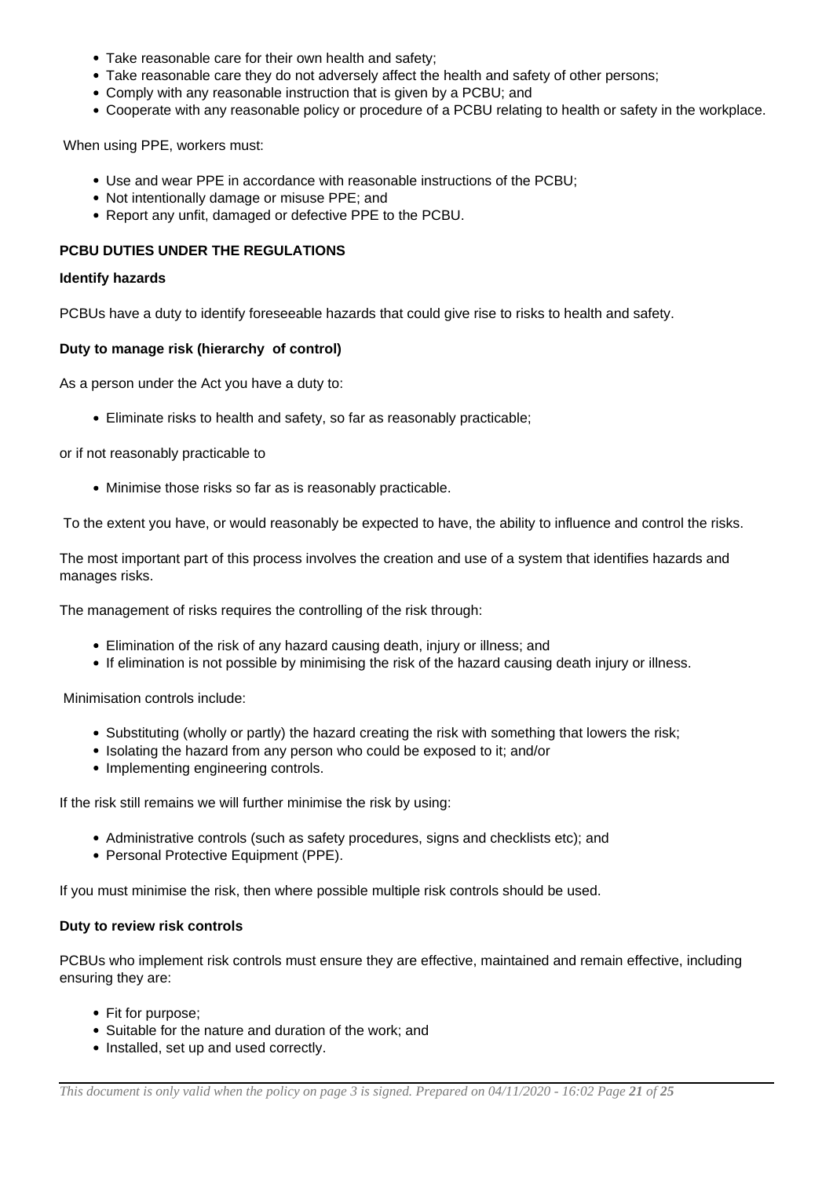- Take reasonable care for their own health and safety;
- Take reasonable care they do not adversely affect the health and safety of other persons;
- Comply with any reasonable instruction that is given by a PCBU; and
- Cooperate with any reasonable policy or procedure of a PCBU relating to health or safety in the workplace.

When using PPE, workers must:

- Use and wear PPE in accordance with reasonable instructions of the PCBU;
- Not intentionally damage or misuse PPE; and
- Report any unfit, damaged or defective PPE to the PCBU.

**PCBU DUTIES UNDER THE REGULATIONS**

**Identify hazards**

PCBUs have a duty to identify foreseeable hazards that could give rise to risks to health and safety.

**Duty to manage risk (hierarchy of control)**

As a person under the Act you have a duty to:

- Eliminate risks to health and safety, so far as reasonably practicable;

or if not reasonably practicable to

- Minimise those risks so far as is reasonably practicable.

To the extent you have, or would reasonably be expected to have, the ability to influence and control the risks.

The most important part of this process involves the creation and use of a system that identifies hazards and manages risks.

The management of risks requires the controlling of the risk through:

- Elimination of the risk of any hazard causing death, injury or illness; and
- If elimination is not possible by minimising the risk of the hazard causing death injury or illness.

Minimisation controls include:

- Substituting (wholly or partly) the hazard creating the risk with something that lowers the risk;
- Isolating the hazard from any person who could be exposed to it; and/or
- Implementing engineering controls.

If the risk still remains we will further minimise the risk by using:

- Administrative controls (such as safety procedures, signs and checklists etc); and
- Personal Protective Equipment (PPE).

If you must minimise the risk, then where possible multiple risk controls should be used.

**Duty to review risk controls**

PCBUs who implement risk controls must ensure they are effective, maintained and remain effective, including ensuring they are:

- Fit for purpose;
- Suitable for the nature and duration of the work; and
- Installed, set up and used correctly.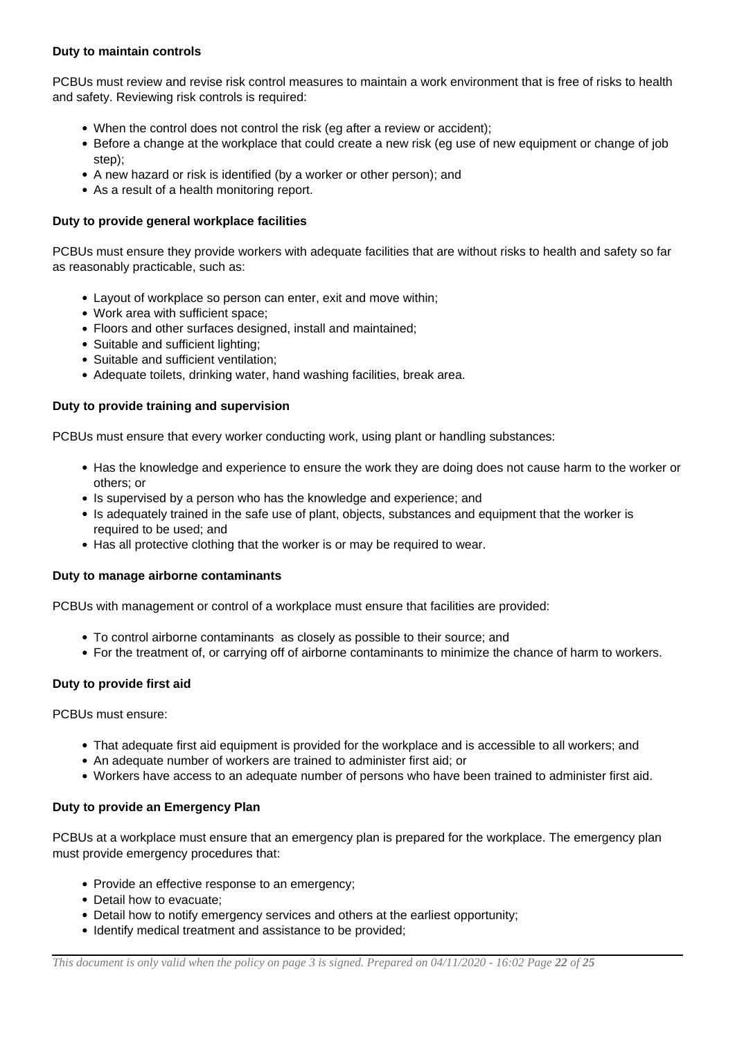**Duty to maintain controls**

PCBUs must review and revise risk control measures to maintain a work environment that is free of risks to health and safety. Reviewing risk controls is required:

- When the control does not control the risk (eg after a review or accident);
- Before a change at the workplace that could create a new risk (eg use of new equipment or change of job step);
- A new hazard or risk is identified (by a worker or other person); and
- As a result of a health monitoring report.

**Duty to provide general workplace facilities**

PCBUs must ensure they provide workers with adequate facilities that are without risks to health and safety so far as reasonably practicable, such as:

- Layout of workplace so person can enter, exit and move within;
- Work area with sufficient space;
- Floors and other surfaces designed, install and maintained;
- Suitable and sufficient lighting;
- Suitable and sufficient ventilation;
- Adequate toilets, drinking water, hand washing facilities, break area.

**Duty to provide training and supervision**

PCBUs must ensure that every worker conducting work, using plant or handling substances:

- Has the knowledge and experience to ensure the work they are doing does not cause harm to the worker or others; or
- Is supervised by a person who has the knowledge and experience; and
- Is adequately trained in the safe use of plant, objects, substances and equipment that the worker is required to be used; and
- Has all protective clothing that the worker is or may be required to wear.

**Duty to manage airborne contaminants**

PCBUs with management or control of a workplace must ensure that facilities are provided:

- To control airborne contaminants as closely as possible to their source; and
- For the treatment of, or carrying off of airborne contaminants to minimize the chance of harm to workers.

**Duty to provide first aid**

PCBUs must ensure:

- That adequate first aid equipment is provided for the workplace and is accessible to all workers; and
- An adequate number of workers are trained to administer first aid; or
- Workers have access to an adequate number of persons who have been trained to administer first aid.

**Duty to provide an Emergency Plan**

PCBUs at a workplace must ensure that an emergency plan is prepared for the workplace. The emergency plan must provide emergency procedures that:

- Provide an effective response to an emergency;
- Detail how to evacuate;
- Detail how to notify emergency services and others at the earliest opportunity;
- Identify medical treatment and assistance to be provided;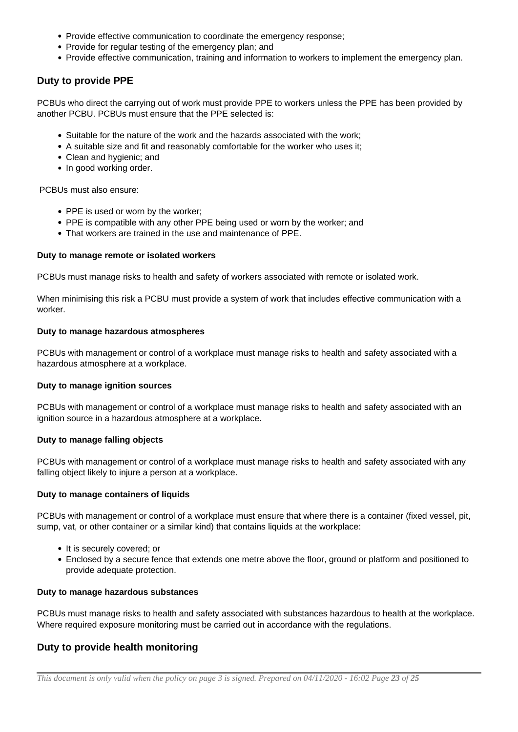- Provide effective communication to coordinate the emergency response;
- Provide for regular testing of the emergency plan; and
- Provide effective communication, training and information to workers to implement the emergency plan.

## Duty to provide PPE

PCBUs who direct the carrying out of work must provide PPE to workers unless the PPE has been provided by another PCBU. PCBUs must ensure that the PPE selected is:

- Suitable for the nature of the work and the hazards associated with the work;
- A suitable size and fit and reasonably comfortable for the worker who uses it;
- Clean and hygienic; and
- In good working order.

PCBUs must also ensure:

- PPE is used or worn by the worker;
- PPE is compatible with any other PPE being used or worn by the worker; and
- That workers are trained in the use and maintenance of PPE.

#### Duty to manage remote or isolated workers

PCBUs must manage risks to health and safety of workers associated with remote or isolated work.

When minimising this risk a PCBU must provide a system of work that includes effective communication with a worker.

#### Duty to manage hazardous atmospheres

PCBUs with management or control of a workplace must manage risks to health and safety associated with a hazardous atmosphere at a workplace.

#### Duty to manage ignition sources

PCBUs with management or control of a workplace must manage risks to health and safety associated with an ignition source in a hazardous atmosphere at a workplace.

#### Duty to manage falling objects

PCBUs with management or control of a workplace must manage risks to health and safety associated with any falling object likely to injure a person at a workplace.

#### Duty to manage containers of liquids

PCBUs with management or control of a workplace must ensure that where there is a container (fixed vessel, pit, sump, vat, or other container or a similar kind) that contains liquids at the workplace:

- It is securely covered; or
- Enclosed by a secure fence that extends one metre above the floor, ground or platform and positioned to provide adequate protection.

#### Duty to manage hazardous substances

PCBUs must manage risks to health and safety associated with substances hazardous to health at the workplace. Where required exposure monitoring must be carried out in accordance with the regulations.

## Duty to provide health monitoring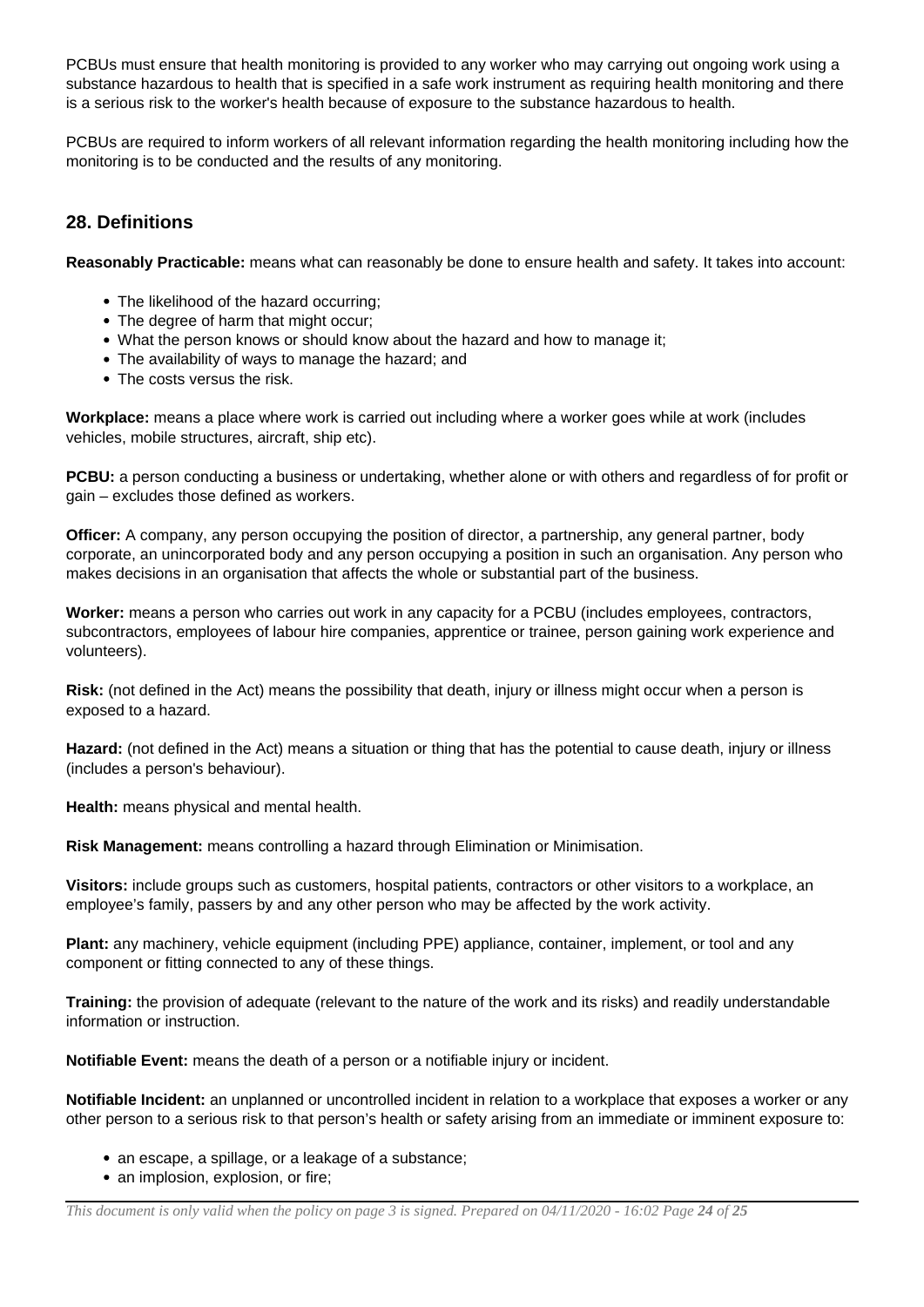PCBUs must ensure that health monitoring is provided to any worker who may carrying out ongoing work using a substance hazardous to health that is specified in a safe work instrument as requiring health monitoring and there is a serious risk to the worker's health because of exposure to the substance hazardous to health.

PCBUs are required to inform workers of all relevant information regarding the health monitoring including how the monitoring is to be conducted and the results of any monitoring.

## 28. Definitions

**Reasonably Practicable:** means what can reasonably be done to ensure health and safety. It takes into account:

- The likelihood of the hazard occurring;
- The degree of harm that might occur;
- What the person knows or should know about the hazard and how to manage it;
- The availability of ways to manage the hazard; and
- The costs versus the risk.

**Workplace:** means a place where work is carried out including where a worker goes while at work (includes vehicles, mobile structures, aircraft, ship etc).

**PCBU:** a person conducting a business or undertaking, whether alone or with others and regardless of for profit or gain – excludes those defined as workers.

**Officer:** A company, any person occupying the position of director, a partnership, any general partner, body corporate, an unincorporated body and any person occupying a position in such an organisation. Any person who makes decisions in an organisation that affects the whole or substantial part of the business.

**Worker:** means a person who carries out work in any capacity for a PCBU (includes employees, contractors, subcontractors, employees of labour hire companies, apprentice or trainee, person gaining work experience and volunteers).

**Risk:** (not defined in the Act) means the possibility that death, injury or illness might occur when a person is exposed to a hazard.

**Hazard:** (not defined in the Act) means a situation or thing that has the potential to cause death, injury or illness (includes a person's behaviour).

**Health:** means physical and mental health.

**Risk Management:** means controlling a hazard through Elimination or Minimisation.

**Visitors:** include groups such as customers, hospital patients, contractors or other visitors to a workplace, an employee's family, passers by and any other person who may be affected by the work activity.

**Plant:** any machinery, vehicle equipment (including PPE) appliance, container, implement, or tool and any component or fitting connected to any of these things.

**Training:** the provision of adequate (relevant to the nature of the work and its risks) and readily understandable information or instruction.

**Notifiable Event:** means the death of a person or a notifiable injury or incident.

**Notifiable Incident:** an unplanned or uncontrolled incident in relation to a workplace that exposes a worker or any other person to a serious risk to that person's health or safety arising from an immediate or imminent exposure to:

- an escape, a spillage, or a leakage of a substance;
- an implosion, explosion, or fire;

*This document is only valid when the policy on page 3 is signed. Prepared on 04/11/2020 - 16:02*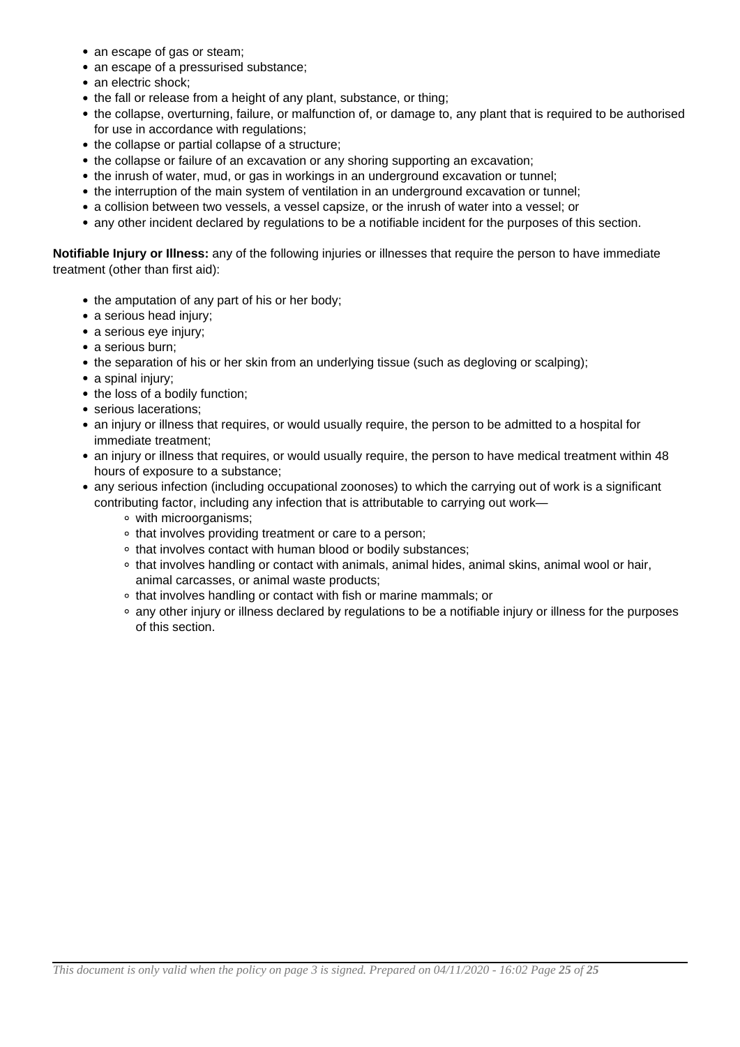- an escape of gas or steam;
- an escape of a pressurised substance;
- an electric shock;
- the fall or release from a height of any plant, substance, or thing;
- the collapse, overturning, failure, or malfunction of, or damage to, any plant that is required to be authorised for use in accordance with regulations;
- the collapse or partial collapse of a structure;
- the collapse or failure of an excavation or any shoring supporting an excavation;
- the inrush of water, mud, or gas in workings in an underground excavation or tunnel;
- the interruption of the main system of ventilation in an underground excavation or tunnel;
- a collision between two vessels, a vessel capsize, or the inrush of water into a vessel; or
- any other incident declared by regulations to be a notifiable incident for the purposes of this section.

**Notifiable Injury or Illness:** any of the following injuries or illnesses that require the person to have immediate treatment (other than first aid):

- the amputation of any part of his or her body;
- a serious head injury;
- a serious eye injury;
- a serious burn;
- the separation of his or her skin from an underlying tissue (such as degloving or scalping);
- a spinal injury;
- the loss of a bodily function;
- serious lacerations;
- an injury or illness that requires, or would usually require, the person to be admitted to a hospital for immediate treatment;
- an injury or illness that requires, or would usually require, the person to have medical treatment within 48 hours of exposure to a substance;
- any serious infection (including occupational zoonoses) to which the carrying out of work is a significant contributing factor, including any infection that is attributable to carrying out work—
  - with microorganisms;
  - that involves providing treatment or care to a person;
  - that involves contact with human blood or bodily substances;
  - that involves handling or contact with animals, animal hides, animal skins, animal wool or hair, animal carcasses, or animal waste products;
  - that involves handling or contact with fish or marine mammals; or
  - any other injury or illness declared by regulations to be a notifiable injury or illness for the purposes of this section.